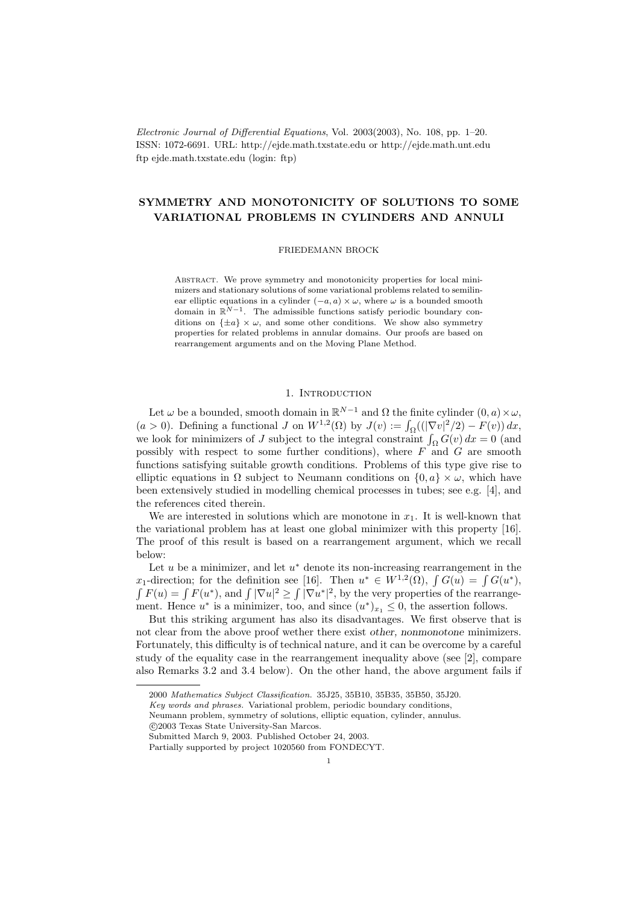*Electronic Journal of Differential Equations*, Vol. 2003(2003), No. 108, pp. 1–20.
ISSN: 1072-6691. URL: http://ejde.math.txstate.edu or http://ejde.math.unt.edu
ftp ejde.math.txstate.edu (login: ftp)

# SYMMETRY AND MONOTONICITY OF SOLUTIONS TO SOME VARIATIONAL PROBLEMS IN CYLINDERS AND ANNULI

FRIEDEMANN BROCK

Abstract. We prove symmetry and monotonicity properties for local minimizers and stationary solutions of some variational problems related to semilinear elliptic equations in a cylinder $(-a, a) \times \omega$, where $\omega$ is a bounded smooth domain in $\mathbb{R}^{N-1}$. The admissible functions satisfy periodic boundary conditions on $\{\pm a\} \times \omega$, and some other conditions. We show also symmetry properties for related problems in annular domains. Our proofs are based on rearrangement arguments and on the Moving Plane Method.

## 1. Introduction

Let $\omega$ be a bounded, smooth domain in $\mathbb{R}^{N-1}$ and $\Omega$ the finite cylinder $(0, a) \times \omega$, $(a > 0)$. Defining a functional $J$ on $W^{1,2}(\Omega)$ by $J(v) := \int_\Omega ((|\nabla v|^2/2) - F(v))\, dx$, we look for minimizers of $J$ subject to the integral constraint $\int_\Omega G(v)\, dx = 0$ (and possibly with respect to some further conditions), where $F$ and $G$ are smooth functions satisfying suitable growth conditions. Problems of this type give rise to elliptic equations in $\Omega$ subject to Neumann conditions on $\{0, a\} \times \omega$, which have been extensively studied in modelling chemical processes in tubes; see e.g. [4], and the references cited therein.

We are interested in solutions which are monotone in $x_1$. It is well-known that the variational problem has at least one global minimizer with this property [16]. The proof of this result is based on a rearrangement argument, which we recall below:

Let $u$ be a minimizer, and let $u^*$ denote its non-increasing rearrangement in the $x_1$-direction; for the definition see [16]. Then $u^* \in W^{1,2}(\Omega)$, $\int G(u) = \int G(u^*)$, $\int F(u) = \int F(u^*)$, and $\int |\nabla u|^2 \geq \int |\nabla u^*|^2$, by the very properties of the rearrangement. Hence $u^*$ is a minimizer, too, and since $(u^*)_{x_1} \leq 0$, the assertion follows.

But this striking argument has also its disadvantages. We first observe that is not clear from the above proof wether there exist *other, nonmonotone* minimizers. Fortunately, this difficulty is of technical nature, and it can be overcome by a careful study of the equality case in the rearrangement inequality above (see [2], compare also Remarks 3.2 and 3.4 below). On the other hand, the above argument fails if

---

2000 *Mathematics Subject Classification.* 35J25, 35B10, 35B35, 35B50, 35J20.
*Key words and phrases.* Variational problem, periodic boundary conditions, Neumann problem, symmetry of solutions, elliptic equation, cylinder, annulus.
©2003 Texas State University-San Marcos.
Submitted March 9, 2003. Published October 24, 2003.
Partially supported by project 1020560 from FONDECYT.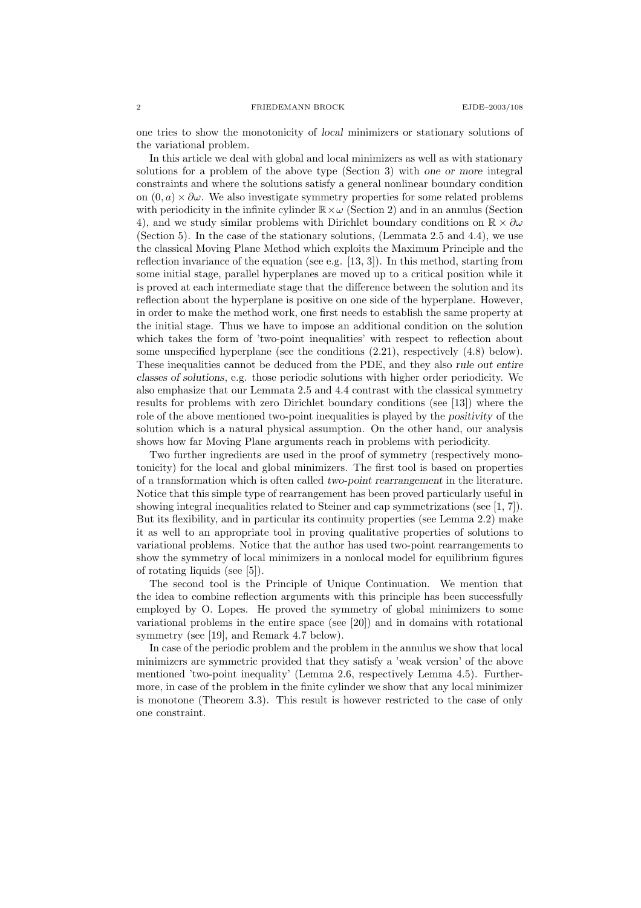one tries to show the monotonicity of *local* minimizers or stationary solutions of the variational problem.

In this article we deal with global and local minimizers as well as with stationary solutions for a problem of the above type (Section 3) with *one or more* integral constraints and where the solutions satisfy a general nonlinear boundary condition on $(0,a) \times \partial\omega$. We also investigate symmetry properties for some related problems with periodicity in the infinite cylinder $\mathbb{R} \times \omega$ (Section 2) and in an annulus (Section 4), and we study similar problems with Dirichlet boundary conditions on $\mathbb{R} \times \partial\omega$ (Section 5). In the case of the stationary solutions, (Lemmata 2.5 and 4.4), we use the classical Moving Plane Method which exploits the Maximum Principle and the reflection invariance of the equation (see e.g. [13, 3]). In this method, starting from some initial stage, parallel hyperplanes are moved up to a critical position while it is proved at each intermediate stage that the difference between the solution and its reflection about the hyperplane is positive on one side of the hyperplane. However, in order to make the method work, one first needs to establish the same property at the initial stage. Thus we have to impose an additional condition on the solution which takes the form of 'two-point inequalities' with respect to reflection about some unspecified hyperplane (see the conditions (2.21), respectively (4.8) below). These inequalities cannot be deduced from the PDE, and they also *rule out entire classes of solutions*, e.g. those periodic solutions with higher order periodicity. We also emphasize that our Lemmata 2.5 and 4.4 contrast with the classical symmetry results for problems with zero Dirichlet boundary conditions (see [13]) where the role of the above mentioned two-point inequalities is played by the *positivity* of the solution which is a natural physical assumption. On the other hand, our analysis shows how far Moving Plane arguments reach in problems with periodicity.

Two further ingredients are used in the proof of symmetry (respectively monotonicity) for the local and global minimizers. The first tool is based on properties of a transformation which is often called *two-point rearrangement* in the literature. Notice that this simple type of rearrangement has been proved particularly useful in showing integral inequalities related to Steiner and cap symmetrizations (see [1, 7]). But its flexibility, and in particular its continuity properties (see Lemma 2.2) make it as well to an appropriate tool in proving qualitative properties of solutions to variational problems. Notice that the author has used two-point rearrangements to show the symmetry of local minimizers in a nonlocal model for equilibrium figures of rotating liquids (see [5]).

The second tool is the Principle of Unique Continuation. We mention that the idea to combine reflection arguments with this principle has been successfully employed by O. Lopes. He proved the symmetry of global minimizers to some variational problems in the entire space (see [20]) and in domains with rotational symmetry (see [19], and Remark 4.7 below).

In case of the periodic problem and the problem in the annulus we show that local minimizers are symmetric provided that they satisfy a 'weak version' of the above mentioned 'two-point inequality' (Lemma 2.6, respectively Lemma 4.5). Furthermore, in case of the problem in the finite cylinder we show that any local minimizer is monotone (Theorem 3.3). This result is however restricted to the case of only one constraint.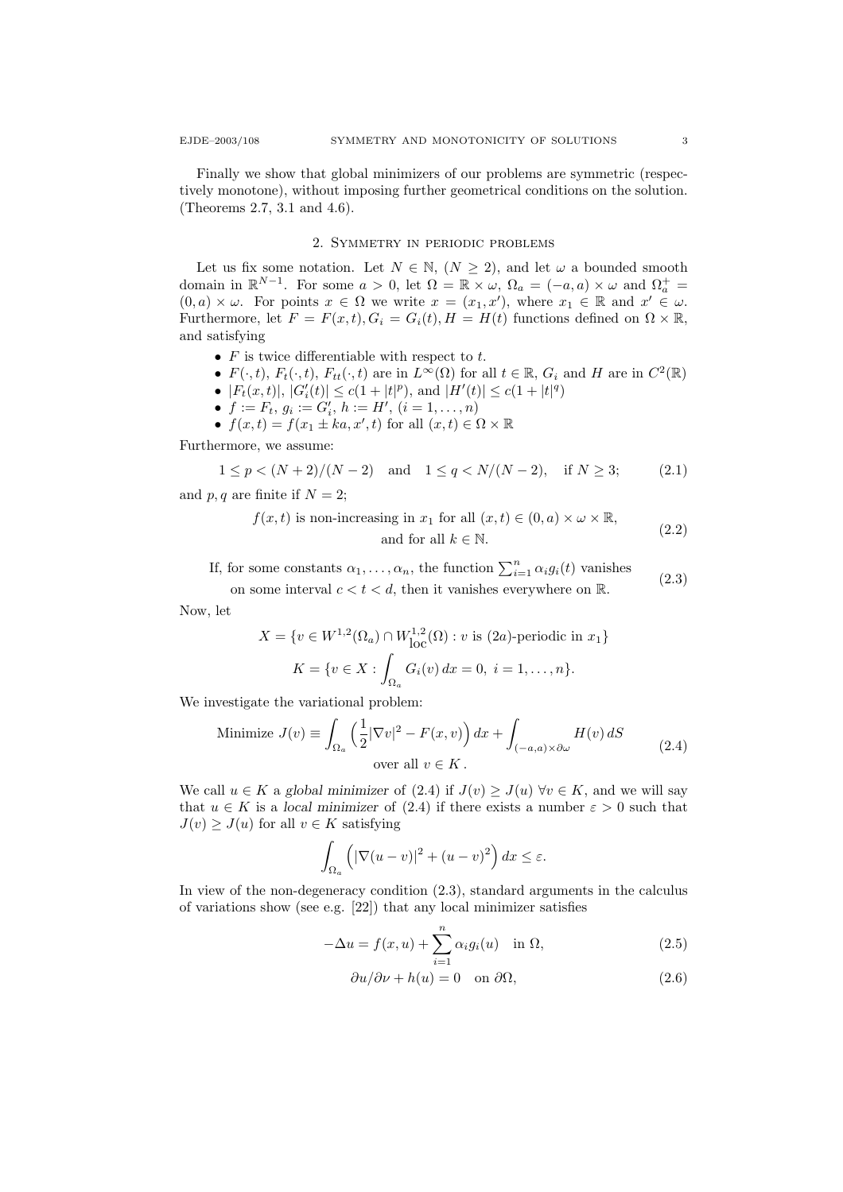Finally we show that global minimizers of our problems are symmetric (respectively monotone), without imposing further geometrical conditions on the solution. (Theorems 2.7, 3.1 and 4.6).

## 2. Symmetry in periodic problems

Let us fix some notation. Let $N \in \mathbb{N}$, $(N \geq 2)$, and let $\omega$ a bounded smooth domain in $\mathbb{R}^{N-1}$. For some $a > 0$, let $\Omega = \mathbb{R} \times \omega$, $\Omega_a = (-a, a) \times \omega$ and $\Omega_a^+ = (0, a) \times \omega$. For points $x \in \Omega$ we write $x = (x_1, x')$, where $x_1 \in \mathbb{R}$ and $x' \in \omega$. Furthermore, let $F = F(x,t), G_i = G_i(t), H = H(t)$ functions defined on $\Omega \times \mathbb{R}$, and satisfying

- $F$ is twice differentiable with respect to $t$.
- $F(\cdot, t)$, $F_t(\cdot, t)$, $F_{tt}(\cdot, t)$ are in $L^\infty(\Omega)$ for all $t \in \mathbb{R}$, $G_i$ and $H$ are in $C^2(\mathbb{R})$
- $|F_t(x,t)|$, $|G_i'(t)| \leq c(1 + |t|^p)$, and $|H'(t)| \leq c(1 + |t|^q)$
- $f := F_t$, $g_i := G_i'$, $h := H'$, $(i = 1, \dots, n)$
- $f(x,t) = f(x_1 \pm ka, x', t)$ for all $(x,t) \in \Omega \times \mathbb{R}$

Furthermore, we assume:

$$1 \leq p < (N+2)/(N-2) \quad \text{and} \quad 1 \leq q < N/(N-2), \quad \text{if } N \geq 3; \tag{2.1}$$

and $p, q$ are finite if $N = 2$;

$$\begin{gathered} f(x,t) \text{ is non-increasing in } x_1 \text{ for all } (x,t) \in (0,a) \times \omega \times \mathbb{R}, \\ \text{and for all } k \in \mathbb{N}. \end{gathered} \tag{2.2}$$

$$\begin{gathered} \text{If, for some constants } \alpha_1, \dots, \alpha_n, \text{ the function } \textstyle\sum_{i=1}^n \alpha_i g_i(t) \text{ vanishes} \\ \text{on some interval } c < t < d, \text{ then it vanishes everywhere on } \mathbb{R}. \end{gathered} \tag{2.3}$$

Now, let

$$X = \{v \in W^{1,2}(\Omega_a) \cap W^{1,2}_{\text{loc}}(\Omega) : v \text{ is } (2a)\text{-periodic in } x_1\}$$

$$K = \{v \in X : \int_{\Omega_a} G_i(v)\, dx = 0,\ i = 1, \dots, n\}.$$

We investigate the variational problem:

$$\begin{gathered} \text{Minimize } J(v) \equiv \int_{\Omega_a} \Big( \frac{1}{2} |\nabla v|^2 - F(x,v) \Big)\, dx + \int_{(-a,a) \times \partial\omega} H(v)\, dS \\ \text{over all } v \in K\,. \end{gathered} \tag{2.4}$$

We call $u \in K$ a *global minimizer* of (2.4) if $J(v) \geq J(u)\ \forall v \in K$, and we will say that $u \in K$ is a *local minimizer* of (2.4) if there exists a number $\varepsilon > 0$ such that $J(v) \geq J(u)$ for all $v \in K$ satisfying

$$\int_{\Omega_a} \Big( |\nabla(u-v)|^2 + (u-v)^2 \Big)\, dx \leq \varepsilon.$$

In view of the non-degeneracy condition (2.3), standard arguments in the calculus of variations show (see e.g. [22]) that any local minimizer satisfies

$$-\Delta u = f(x,u) + \sum_{i=1}^n \alpha_i g_i(u) \quad \text{in } \Omega, \tag{2.5}$$

$$\partial u / \partial \nu + h(u) = 0 \quad \text{on } \partial\Omega, \tag{2.6}$$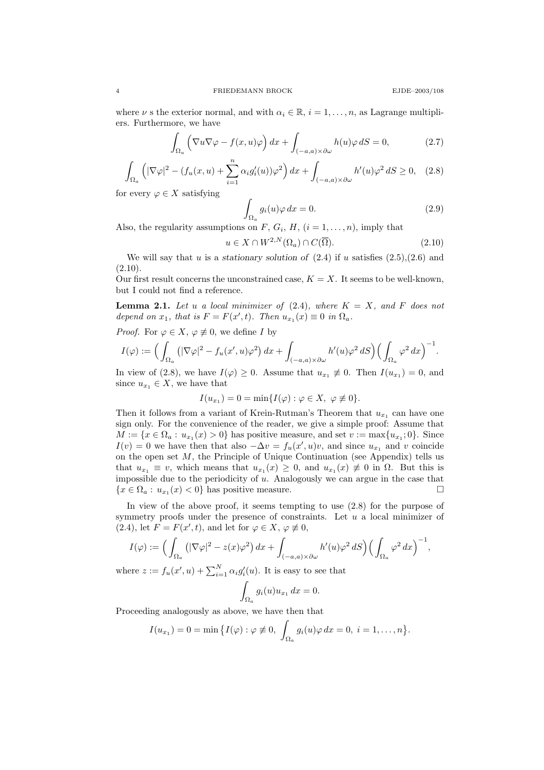where $\nu$ s the exterior normal, and with $\alpha_i \in \mathbb{R}$, $i = 1, \dots, n$, as Lagrange multipliers. Furthermore, we have

$$\int_{\Omega_a} \Big( \nabla u \nabla \varphi - f(x,u)\varphi \Big)\, dx + \int_{(-a,a)\times\partial\omega} h(u)\varphi \, dS = 0, \tag{2.7}$$

$$\int_{\Omega_a} \Big( |\nabla \varphi|^2 - (f_u(x,u) + \sum_{i=1}^n \alpha_i g_i'(u))\varphi^2 \Big)\, dx + \int_{(-a,a)\times\partial\omega} h'(u)\varphi^2 \, dS \ge 0, \tag{2.8}$$

for every $\varphi \in X$ satisfying

$$\int_{\Omega_a} g_i(u)\varphi \, dx = 0. \tag{2.9}$$

Also, the regularity assumptions on $F$, $G_i$, $H$, $(i = 1, \dots, n)$, imply that

$$u \in X \cap W^{2,N}(\Omega_a) \cap C(\overline{\Omega}). \tag{2.10}$$

We will say that $u$ is a *stationary solution of* (2.4) if $u$ satisfies (2.5),(2.6) and (2.10).

Our first result concerns the unconstrained case, $K = X$. It seems to be well-known, but I could not find a reference.

**Lemma 2.1.** *Let $u$ a local minimizer of* (2.4)*, where $K = X$, and $F$ does not depend on $x_1$, that is $F = F(x', t)$. Then $u_{x_1}(x) \equiv 0$ in $\Omega_a$.*

*Proof.* For $\varphi \in X$, $\varphi \not\equiv 0$, we define $I$ by

$$I(\varphi) := \Big( \int_{\Omega_a} \big( |\nabla \varphi|^2 - f_u(x',u)\varphi^2 \big)\, dx + \int_{(-a,a)\times\partial\omega} h'(u)\varphi^2 \, dS \Big) \Big( \int_{\Omega_a} \varphi^2 \, dx \Big)^{-1}.$$

In view of (2.8), we have $I(\varphi) \ge 0$. Assume that $u_{x_1} \not\equiv 0$. Then $I(u_{x_1}) = 0$, and since $u_{x_1} \in X$, we have that

$$I(u_{x_1}) = 0 = \min\{ I(\varphi) : \varphi \in X,\ \varphi \not\equiv 0 \}.$$

Then it follows from a variant of Krein-Rutman's Theorem that $u_{x_1}$ can have one sign only. For the convenience of the reader, we give a simple proof: Assume that $M := \{x \in \Omega_a : u_{x_1}(x) > 0\}$ has positive measure, and set $v := \max\{u_{x_1}; 0\}$. Since $I(v) = 0$ we have then that also $-\Delta v = f_u(x', u)v$, and since $u_{x_1}$ and $v$ coincide on the open set $M$, the Principle of Unique Continuation (see Appendix) tells us that $u_{x_1} \equiv v$, which means that $u_{x_1}(x) \ge 0$, and $u_{x_1}(x) \not\equiv 0$ in $\Omega$. But this is impossible due to the periodicity of $u$. Analogously we can argue in the case that $\{x \in \Omega_a : u_{x_1}(x) < 0\}$ has positive measure. $\square$

In view of the above proof, it seems tempting to use (2.8) for the purpose of symmetry proofs under the presence of constraints. Let $u$ a local minimizer of (2.4), let $F = F(x', t)$, and let for $\varphi \in X$, $\varphi \not\equiv 0$,

$$I(\varphi) := \Big( \int_{\Omega_a} \big( |\nabla \varphi|^2 - z(x)\varphi^2 \big)\, dx + \int_{(-a,a)\times\partial\omega} h'(u)\varphi^2 \, dS \Big) \Big( \int_{\Omega_a} \varphi^2 \, dx \Big)^{-1},$$

where $z := f_u(x', u) + \sum_{i=1}^N \alpha_i g_i'(u)$. It is easy to see that

$$\int_{\Omega_a} g_i(u) u_{x_1} \, dx = 0.$$

Proceeding analogously as above, we have then that

$$I(u_{x_1}) = 0 = \min\big\{ I(\varphi) : \varphi \not\equiv 0,\ \int_{\Omega_a} g_i(u)\varphi \, dx = 0,\ i = 1, \dots, n \big\}.$$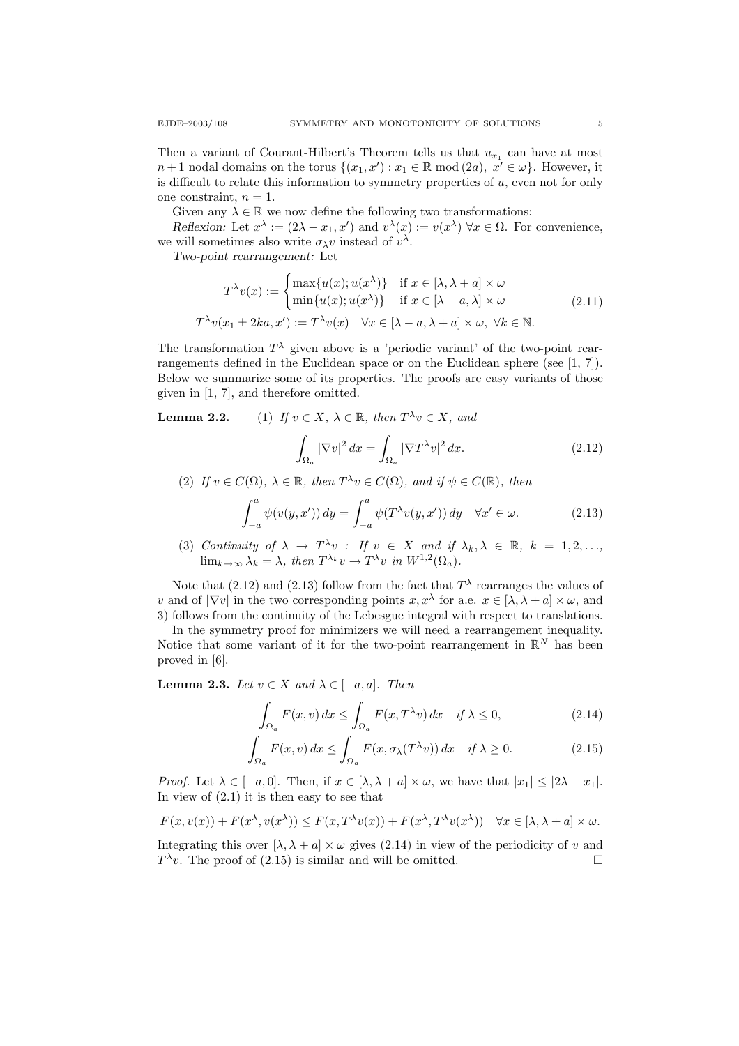Then a variant of Courant-Hilbert's Theorem tells us that $u_{x_1}$ can have at most $n+1$ nodal domains on the torus $\{(x_1, x') : x_1 \in \mathbb{R} \bmod (2a),\ x' \in \omega\}$. However, it is difficult to relate this information to symmetry properties of $u$, even not for only one constraint, $n = 1$.

Given any $\lambda \in \mathbb{R}$ we now define the following two transformations:

*Reflexion:* Let $x^\lambda := (2\lambda - x_1, x')$ and $v^\lambda(x) := v(x^\lambda)$ $\forall x \in \Omega$. For convenience, we will sometimes also write $\sigma_\lambda v$ instead of $v^\lambda$.

*Two-point rearrangement:* Let

$$
\begin{gathered}
T^\lambda v(x) := \begin{cases} \max\{u(x); u(x^\lambda)\} & \text{if } x \in [\lambda, \lambda + a] \times \omega \\ \min\{u(x); u(x^\lambda)\} & \text{if } x \in [\lambda - a, \lambda] \times \omega \end{cases} \\
T^\lambda v(x_1 \pm 2ka, x') := T^\lambda v(x) \quad \forall x \in [\lambda - a, \lambda + a] \times \omega,\ \forall k \in \mathbb{N}.
\end{gathered} \tag{2.11}
$$

The transformation $T^\lambda$ given above is a 'periodic variant' of the two-point rearrangements defined in the Euclidean space or on the Euclidean sphere (see [1, 7]). Below we summarize some of its properties. The proofs are easy variants of those given in [1, 7], and therefore omitted.

**Lemma 2.2.** (1) *If $v \in X$, $\lambda \in \mathbb{R}$, then $T^\lambda v \in X$, and*

$$
\int_{\Omega_a} |\nabla v|^2 \, dx = \int_{\Omega_a} |\nabla T^\lambda v|^2 \, dx. \tag{2.12}
$$

(2) *If $v \in C(\overline{\Omega})$, $\lambda \in \mathbb{R}$, then $T^\lambda v \in C(\overline{\Omega})$, and if $\psi \in C(\mathbb{R})$, then*

$$
\int_{-a}^{a} \psi(v(y, x')) \, dy = \int_{-a}^{a} \psi(T^\lambda v(y, x')) \, dy \quad \forall x' \in \overline{\omega}. \tag{2.13}
$$

(3) *Continuity of $\lambda \to T^\lambda v$ : If $v \in X$ and if $\lambda_k, \lambda \in \mathbb{R}$, $k = 1, 2, \dots$, $\lim_{k\to\infty} \lambda_k = \lambda$, then $T^{\lambda_k} v \to T^\lambda v$ in $W^{1,2}(\Omega_a)$.*

Note that (2.12) and (2.13) follow from the fact that $T^\lambda$ rearranges the values of $v$ and of $|\nabla v|$ in the two corresponding points $x, x^\lambda$ for a.e. $x \in [\lambda, \lambda + a] \times \omega$, and 3) follows from the continuity of the Lebesgue integral with respect to translations.

In the symmetry proof for minimizers we will need a rearrangement inequality. Notice that some variant of it for the two-point rearrangement in $\mathbb{R}^N$ has been proved in [6].

**Lemma 2.3.** *Let $v \in X$ and $\lambda \in [-a, a]$. Then*

$$
\int_{\Omega_a} F(x, v) \, dx \le \int_{\Omega_a} F(x, T^\lambda v) \, dx \quad \text{if } \lambda \le 0, \tag{2.14}
$$

$$
\int_{\Omega_a} F(x, v) \, dx \le \int_{\Omega_a} F(x, \sigma_\lambda(T^\lambda v)) \, dx \quad \text{if } \lambda \ge 0. \tag{2.15}
$$

*Proof.* Let $\lambda \in [-a, 0]$. Then, if $x \in [\lambda, \lambda + a] \times \omega$, we have that $|x_1| \le |2\lambda - x_1|$. In view of (2.1) it is then easy to see that

$$
F(x, v(x)) + F(x^\lambda, v(x^\lambda)) \le F(x, T^\lambda v(x)) + F(x^\lambda, T^\lambda v(x^\lambda)) \quad \forall x \in [\lambda, \lambda + a] \times \omega.
$$

Integrating this over $[\lambda, \lambda + a] \times \omega$ gives (2.14) in view of the periodicity of $v$ and $T^\lambda v$. The proof of (2.15) is similar and will be omitted. $\square$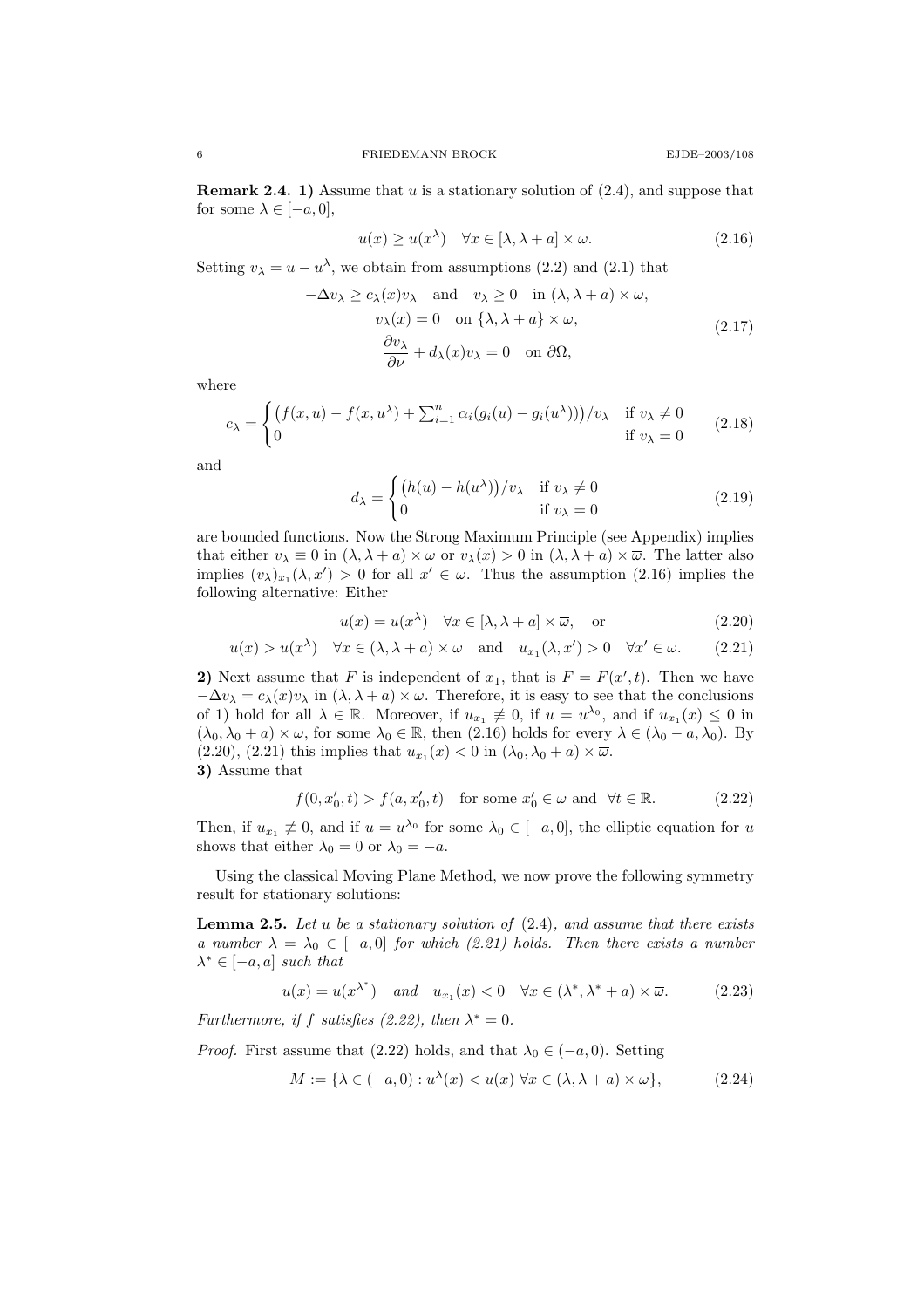**Remark 2.4.** **1)** Assume that $u$ is a stationary solution of (2.4), and suppose that for some $\lambda \in [-a, 0]$,

$$u(x) \geq u(x^\lambda) \quad \forall x \in [\lambda, \lambda + a] \times \omega. \tag{2.16}$$

Setting $v_\lambda = u - u^\lambda$, we obtain from assumptions (2.2) and (2.1) that

$$\begin{gathered} -\Delta v_\lambda \geq c_\lambda(x) v_\lambda \quad \text{and} \quad v_\lambda \geq 0 \quad \text{in } (\lambda, \lambda + a) \times \omega, \\ v_\lambda(x) = 0 \quad \text{on } \{\lambda, \lambda + a\} \times \omega, \\ \frac{\partial v_\lambda}{\partial \nu} + d_\lambda(x) v_\lambda = 0 \quad \text{on } \partial\Omega, \end{gathered} \tag{2.17}$$

where

$$c_\lambda = \begin{cases} \big(f(x,u) - f(x,u^\lambda) + \sum_{i=1}^n \alpha_i (g_i(u) - g_i(u^\lambda))\big)/v_\lambda & \text{if } v_\lambda \neq 0 \\ 0 & \text{if } v_\lambda = 0 \end{cases} \tag{2.18}$$

and

$$d_\lambda = \begin{cases} \big(h(u) - h(u^\lambda)\big)/v_\lambda & \text{if } v_\lambda \neq 0 \\ 0 & \text{if } v_\lambda = 0 \end{cases} \tag{2.19}$$

are bounded functions. Now the Strong Maximum Principle (see Appendix) implies that either $v_\lambda \equiv 0$ in $(\lambda, \lambda + a) \times \omega$ or $v_\lambda(x) > 0$ in $(\lambda, \lambda + a) \times \overline{\omega}$. The latter also implies $(v_\lambda)_{x_1}(\lambda, x') > 0$ for all $x' \in \omega$. Thus the assumption (2.16) implies the following alternative: Either

$$u(x) = u(x^\lambda) \quad \forall x \in [\lambda, \lambda + a] \times \overline{\omega}, \quad \text{or} \tag{2.20}$$

$$u(x) > u(x^\lambda) \quad \forall x \in (\lambda, \lambda + a) \times \overline{\omega} \quad \text{and} \quad u_{x_1}(\lambda, x') > 0 \quad \forall x' \in \omega. \tag{2.21}$$

**2)** Next assume that $F$ is independent of $x_1$, that is $F = F(x', t)$. Then we have $-\Delta v_\lambda = c_\lambda(x) v_\lambda$ in $(\lambda, \lambda + a) \times \omega$. Therefore, it is easy to see that the conclusions of 1) hold for all $\lambda \in \mathbb{R}$. Moreover, if $u_{x_1} \not\equiv 0$, if $u = u^{\lambda_0}$, and if $u_{x_1}(x) \leq 0$ in $(\lambda_0, \lambda_0 + a) \times \omega$, for some $\lambda_0 \in \mathbb{R}$, then (2.16) holds for every $\lambda \in (\lambda_0 - a, \lambda_0)$. By (2.20), (2.21) this implies that $u_{x_1}(x) < 0$ in $(\lambda_0, \lambda_0 + a) \times \overline{\omega}$.

**3)** Assume that

$$f(0, x_0', t) > f(a, x_0', t) \quad \text{for some } x_0' \in \omega \text{ and } \forall t \in \mathbb{R}. \tag{2.22}$$

Then, if $u_{x_1} \not\equiv 0$, and if $u = u^{\lambda_0}$ for some $\lambda_0 \in [-a, 0]$, the elliptic equation for $u$ shows that either $\lambda_0 = 0$ or $\lambda_0 = -a$.

Using the classical Moving Plane Method, we now prove the following symmetry result for stationary solutions:

**Lemma 2.5.** *Let $u$ be a stationary solution of* (2.4)*, and assume that there exists a number $\lambda = \lambda_0 \in [-a, 0]$ for which (2.21) holds. Then there exists a number $\lambda^* \in [-a, a]$ such that*

$$u(x) = u(x^{\lambda^*}) \quad \textit{and} \quad u_{x_1}(x) < 0 \quad \forall x \in (\lambda^*, \lambda^* + a) \times \overline{\omega}. \tag{2.23}$$

*Furthermore, if $f$ satisfies (2.22), then $\lambda^* = 0$.*

*Proof.* First assume that (2.22) holds, and that $\lambda_0 \in (-a, 0)$. Setting

$$M := \{\lambda \in (-a, 0) : u^\lambda(x) < u(x) \ \forall x \in (\lambda, \lambda + a) \times \omega\}, \tag{2.24}$$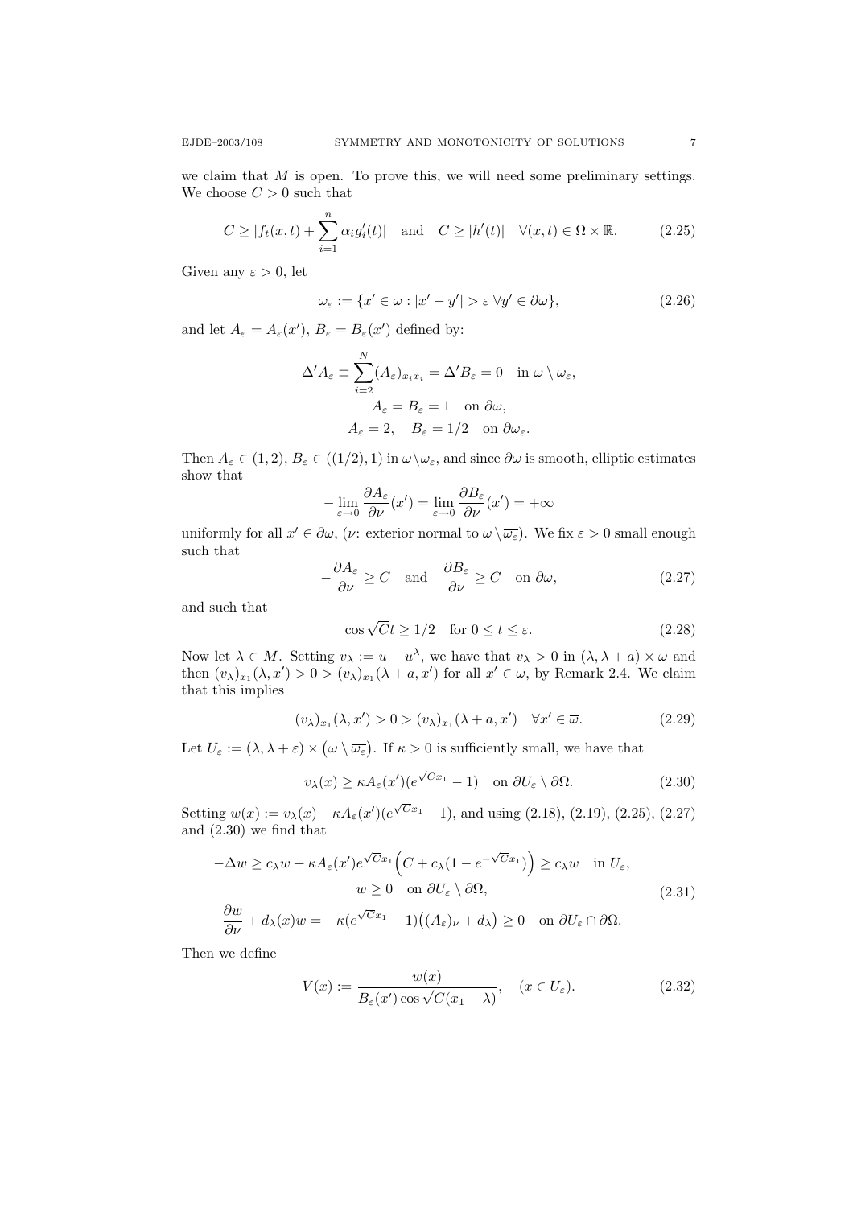we claim that $M$ is open. To prove this, we will need some preliminary settings. We choose $C > 0$ such that

$$C \geq |f_t(x,t) + \sum_{i=1}^{n} \alpha_i g_i'(t)| \quad \text{and} \quad C \geq |h'(t)| \quad \forall (x,t) \in \Omega \times \mathbb{R}. \tag{2.25}$$

Given any $\varepsilon > 0$, let

$$\omega_\varepsilon := \{x' \in \omega : |x' - y'| > \varepsilon \; \forall y' \in \partial\omega\}, \tag{2.26}$$

and let $A_\varepsilon = A_\varepsilon(x')$, $B_\varepsilon = B_\varepsilon(x')$ defined by:

$$\Delta' A_\varepsilon \equiv \sum_{i=2}^{N} (A_\varepsilon)_{x_i x_i} = \Delta' B_\varepsilon = 0 \quad \text{in } \omega \setminus \overline{\omega_\varepsilon},$$
$$A_\varepsilon = B_\varepsilon = 1 \quad \text{on } \partial\omega,$$
$$A_\varepsilon = 2, \quad B_\varepsilon = 1/2 \quad \text{on } \partial\omega_\varepsilon.$$

Then $A_\varepsilon \in (1,2)$, $B_\varepsilon \in ((1/2), 1)$ in $\omega \setminus \overline{\omega_\varepsilon}$, and since $\partial\omega$ is smooth, elliptic estimates show that

$$-\lim_{\varepsilon \to 0} \frac{\partial A_\varepsilon}{\partial \nu}(x') = \lim_{\varepsilon \to 0} \frac{\partial B_\varepsilon}{\partial \nu}(x') = +\infty$$

uniformly for all $x' \in \partial\omega$, ($\nu$: exterior normal to $\omega \setminus \overline{\omega_\varepsilon}$). We fix $\varepsilon > 0$ small enough such that

$$-\frac{\partial A_\varepsilon}{\partial \nu} \geq C \quad \text{and} \quad \frac{\partial B_\varepsilon}{\partial \nu} \geq C \quad \text{on } \partial\omega, \tag{2.27}$$

and such that

$$\cos \sqrt{C} t \geq 1/2 \quad \text{for } 0 \leq t \leq \varepsilon. \tag{2.28}$$

Now let $\lambda \in M$. Setting $v_\lambda := u - u^\lambda$, we have that $v_\lambda > 0$ in $(\lambda, \lambda + a) \times \overline{\omega}$ and then $(v_\lambda)_{x_1}(\lambda, x') > 0 > (v_\lambda)_{x_1}(\lambda + a, x')$ for all $x' \in \omega$, by Remark 2.4. We claim that this implies

$$(v_\lambda)_{x_1}(\lambda, x') > 0 > (v_\lambda)_{x_1}(\lambda + a, x') \quad \forall x' \in \overline{\omega}. \tag{2.29}$$

Let $U_\varepsilon := (\lambda, \lambda + \varepsilon) \times (\omega \setminus \overline{\omega_\varepsilon})$. If $\kappa > 0$ is sufficiently small, we have that

$$v_\lambda(x) \geq \kappa A_\varepsilon(x')(e^{\sqrt{C} x_1} - 1) \quad \text{on } \partial U_\varepsilon \setminus \partial\Omega. \tag{2.30}$$

Setting $w(x) := v_\lambda(x) - \kappa A_\varepsilon(x')(e^{\sqrt{C} x_1} - 1)$, and using (2.18), (2.19), (2.25), (2.27) and (2.30) we find that

$$\begin{gathered}
-\Delta w \geq c_\lambda w + \kappa A_\varepsilon(x') e^{\sqrt{C} x_1} \Big( C + c_\lambda (1 - e^{-\sqrt{C} x_1}) \Big) \geq c_\lambda w \quad \text{in } U_\varepsilon, \\
w \geq 0 \quad \text{on } \partial U_\varepsilon \setminus \partial\Omega, \\
\frac{\partial w}{\partial \nu} + d_\lambda(x) w = -\kappa (e^{\sqrt{C} x_1} - 1)\big( (A_\varepsilon)_\nu + d_\lambda \big) \geq 0 \quad \text{on } \partial U_\varepsilon \cap \partial\Omega.
\end{gathered} \tag{2.31}$$

Then we define

$$V(x) := \frac{w(x)}{B_\varepsilon(x') \cos \sqrt{C}(x_1 - \lambda)}, \quad (x \in U_\varepsilon). \tag{2.32}$$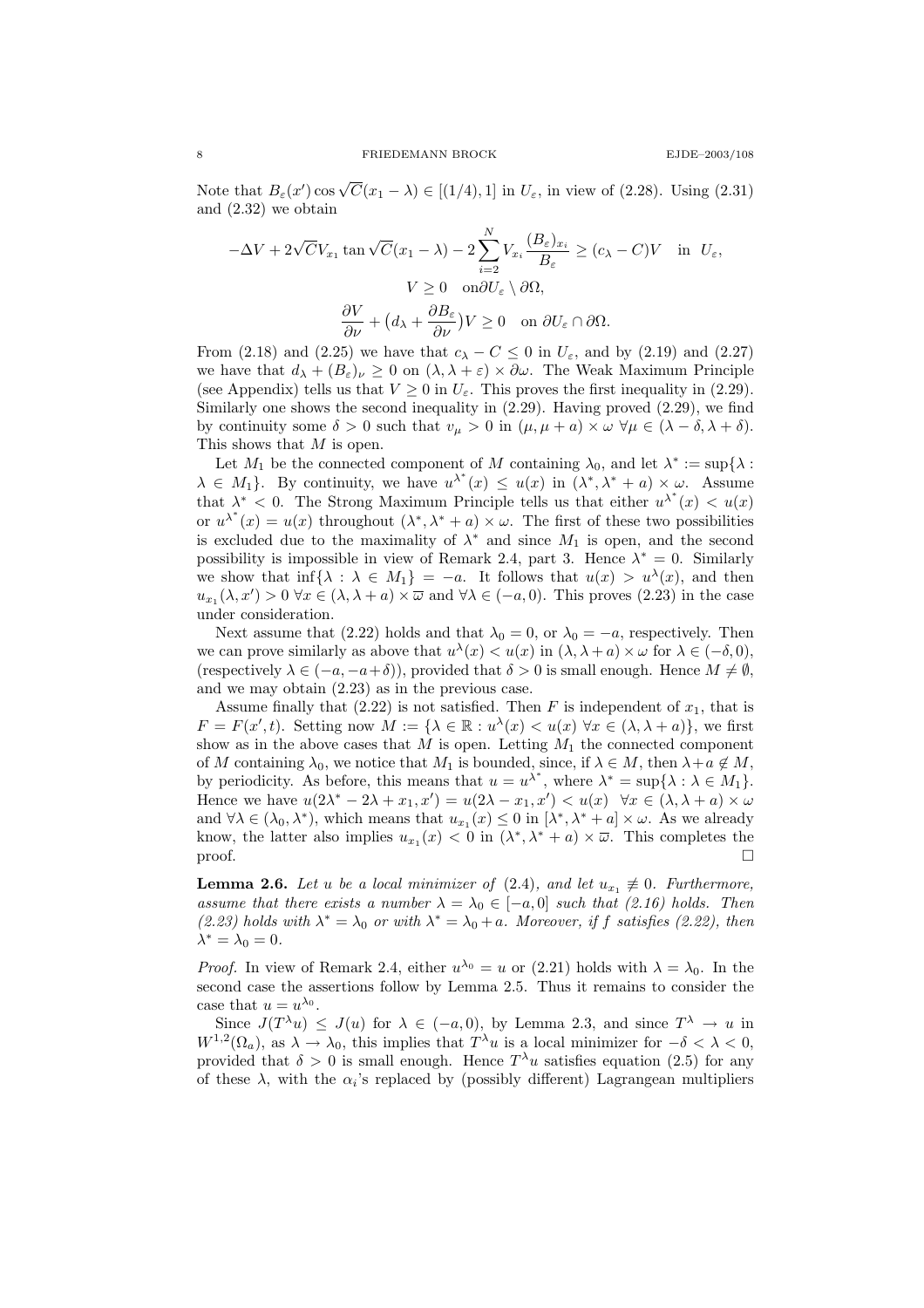Note that $B_\varepsilon(x')\cos\sqrt{C}(x_1-\lambda) \in [(1/4),1]$ in $U_\varepsilon$, in view of (2.28). Using (2.31) and (2.32) we obtain

$$-\Delta V + 2\sqrt{C}V_{x_1}\tan\sqrt{C}(x_1-\lambda) - 2\sum_{i=2}^{N} V_{x_i}\frac{(B_\varepsilon)_{x_i}}{B_\varepsilon} \geq (c_\lambda - C)V \quad \text{in } U_\varepsilon,$$

$$V \geq 0 \quad \text{on} \partial U_\varepsilon \setminus \partial\Omega,$$

$$\frac{\partial V}{\partial \nu} + \big(d_\lambda + \frac{\partial B_\varepsilon}{\partial \nu}\big)V \geq 0 \quad \text{on } \partial U_\varepsilon \cap \partial\Omega.$$

From (2.18) and (2.25) we have that $c_\lambda - C \leq 0$ in $U_\varepsilon$, and by (2.19) and (2.27) we have that $d_\lambda + (B_\varepsilon)_\nu \geq 0$ on $(\lambda, \lambda+\varepsilon)\times\partial\omega$. The Weak Maximum Principle (see Appendix) tells us that $V \geq 0$ in $U_\varepsilon$. This proves the first inequality in (2.29). Similarly one shows the second inequality in (2.29). Having proved (2.29), we find by continuity some $\delta > 0$ such that $v_\mu > 0$ in $(\mu, \mu+a)\times\omega$ $\forall \mu \in (\lambda-\delta, \lambda+\delta)$. This shows that $M$ is open.

Let $M_1$ be the connected component of $M$ containing $\lambda_0$, and let $\lambda^* := \sup\{\lambda : \lambda \in M_1\}$. By continuity, we have $u^{\lambda^*}(x) \leq u(x)$ in $(\lambda^*, \lambda^*+a)\times\omega$. Assume that $\lambda^* < 0$. The Strong Maximum Principle tells us that either $u^{\lambda^*}(x) < u(x)$ or $u^{\lambda^*}(x) = u(x)$ throughout $(\lambda^*, \lambda^*+a)\times\omega$. The first of these two possibilities is excluded due to the maximality of $\lambda^*$ and since $M_1$ is open, and the second possibility is impossible in view of Remark 2.4, part 3. Hence $\lambda^* = 0$. Similarly we show that $\inf\{\lambda : \lambda \in M_1\} = -a$. It follows that $u(x) > u^\lambda(x)$, and then $u_{x_1}(\lambda, x') > 0$ $\forall x \in (\lambda, \lambda+a)\times\overline{\omega}$ and $\forall \lambda \in (-a, 0)$. This proves (2.23) in the case under consideration.

Next assume that (2.22) holds and that $\lambda_0 = 0$, or $\lambda_0 = -a$, respectively. Then we can prove similarly as above that $u^\lambda(x) < u(x)$ in $(\lambda, \lambda+a)\times\omega$ for $\lambda \in (-\delta, 0)$, (respectively $\lambda \in (-a, -a+\delta)$), provided that $\delta > 0$ is small enough. Hence $M \neq \emptyset$, and we may obtain (2.23) as in the previous case.

Assume finally that (2.22) is not satisfied. Then $F$ is independent of $x_1$, that is $F = F(x', t)$. Setting now $M := \{\lambda \in \mathbb{R} : u^\lambda(x) < u(x)\ \forall x \in (\lambda, \lambda+a)\}$, we first show as in the above cases that $M$ is open. Letting $M_1$ the connected component of $M$ containing $\lambda_0$, we notice that $M_1$ is bounded, since, if $\lambda \in M$, then $\lambda + a \notin M$, by periodicity. As before, this means that $u = u^{\lambda^*}$, where $\lambda^* = \sup\{\lambda : \lambda \in M_1\}$. Hence we have $u(2\lambda^* - 2\lambda + x_1, x') = u(2\lambda - x_1, x') < u(x)$ $\forall x \in (\lambda, \lambda+a)\times\omega$ and $\forall \lambda \in (\lambda_0, \lambda^*)$, which means that $u_{x_1}(x) \leq 0$ in $[\lambda^*, \lambda^*+a]\times\omega$. As we already know, the latter also implies $u_{x_1}(x) < 0$ in $(\lambda^*, \lambda^*+a)\times\overline{\omega}$. This completes the proof. $\square$

**Lemma 2.6.** *Let $u$ be a local minimizer of (2.4), and let $u_{x_1} \not\equiv 0$. Furthermore, assume that there exists a number $\lambda = \lambda_0 \in [-a, 0]$ such that (2.16) holds. Then (2.23) holds with $\lambda^* = \lambda_0$ or with $\lambda^* = \lambda_0 + a$. Moreover, if $f$ satisfies (2.22), then $\lambda^* = \lambda_0 = 0$.*

*Proof.* In view of Remark 2.4, either $u^{\lambda_0} = u$ or (2.21) holds with $\lambda = \lambda_0$. In the second case the assertions follow by Lemma 2.5. Thus it remains to consider the case that $u = u^{\lambda_0}$.

Since $J(T^\lambda u) \leq J(u)$ for $\lambda \in (-a, 0)$, by Lemma 2.3, and since $T^\lambda \to u$ in $W^{1,2}(\Omega_a)$, as $\lambda \to \lambda_0$, this implies that $T^\lambda u$ is a local minimizer for $-\delta < \lambda < 0$, provided that $\delta > 0$ is small enough. Hence $T^\lambda u$ satisfies equation (2.5) for any of these $\lambda$, with the $\alpha_i$'s replaced by (possibly different) Lagrangean multipliers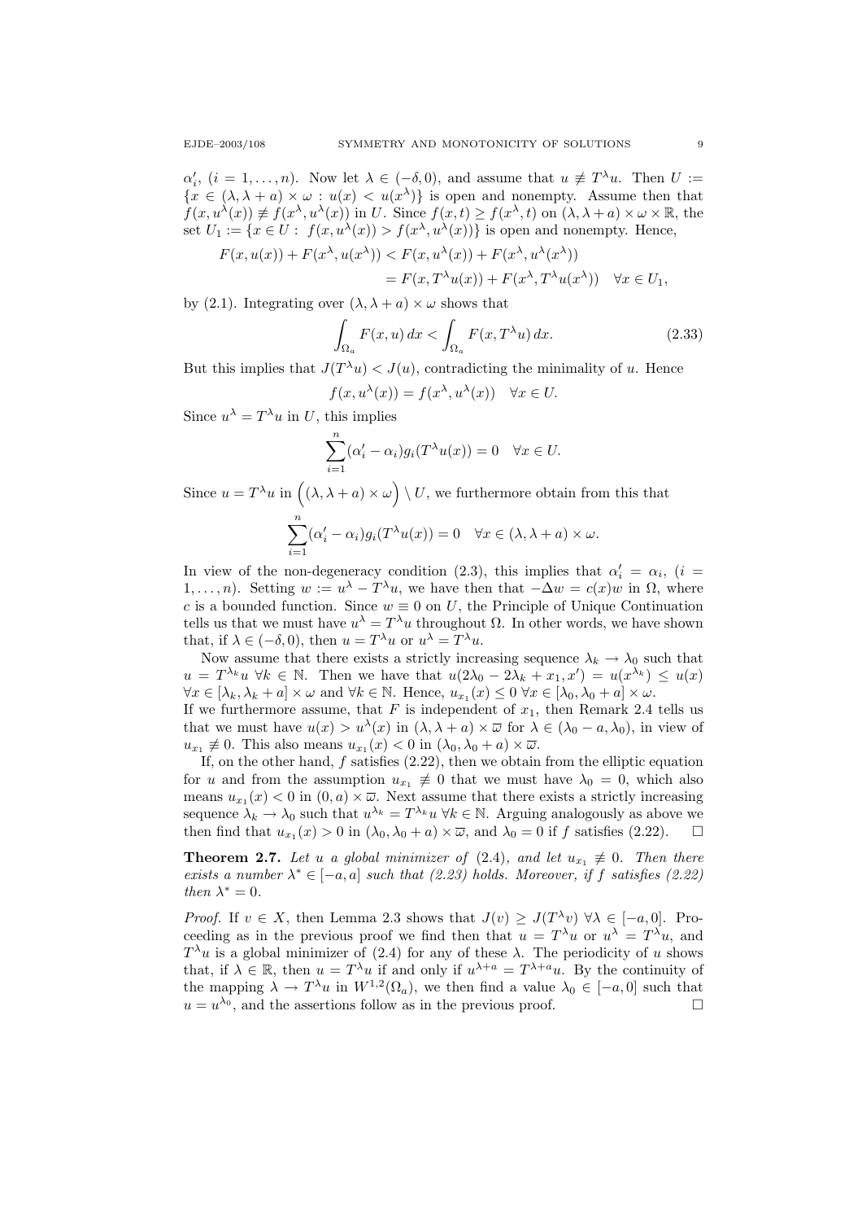$\alpha_i'$, $(i = 1, \dots, n)$. Now let $\lambda \in (-\delta, 0)$, and assume that $u \not\equiv T^\lambda u$. Then $U := \{x \in (\lambda, \lambda + a) \times \omega : u(x) < u(x^\lambda)\}$ is open and nonempty. Assume then that $f(x, u^\lambda(x)) \not\equiv f(x^\lambda, u^\lambda(x))$ in $U$. Since $f(x,t) \geq f(x^\lambda, t)$ on $(\lambda, \lambda + a) \times \omega \times \mathbb{R}$, the set $U_1 := \{x \in U : f(x, u^\lambda(x)) > f(x^\lambda, u^\lambda(x))\}$ is open and nonempty. Hence,

$$
\begin{aligned}
F(x, u(x)) + F(x^\lambda, u(x^\lambda)) &< F(x, u^\lambda(x)) + F(x^\lambda, u^\lambda(x^\lambda)) \\
&= F(x, T^\lambda u(x)) + F(x^\lambda, T^\lambda u(x^\lambda)) \quad \forall x \in U_1,
\end{aligned}
$$

by (2.1). Integrating over $(\lambda, \lambda + a) \times \omega$ shows that

$$
\int_{\Omega_a} F(x, u)\, dx < \int_{\Omega_a} F(x, T^\lambda u)\, dx. \tag{2.33}
$$

But this implies that $J(T^\lambda u) < J(u)$, contradicting the minimality of $u$. Hence

$$
f(x, u^\lambda(x)) = f(x^\lambda, u^\lambda(x)) \quad \forall x \in U.
$$

Since $u^\lambda = T^\lambda u$ in $U$, this implies

$$
\sum_{i=1}^n (\alpha_i' - \alpha_i) g_i(T^\lambda u(x)) = 0 \quad \forall x \in U.
$$

Since $u = T^\lambda u$ in $\Big((\lambda, \lambda + a) \times \omega\Big) \setminus U$, we furthermore obtain from this that

$$
\sum_{i=1}^n (\alpha_i' - \alpha_i) g_i(T^\lambda u(x)) = 0 \quad \forall x \in (\lambda, \lambda + a) \times \omega.
$$

In view of the non-degeneracy condition (2.3), this implies that $\alpha_i' = \alpha_i$, $(i = 1, \dots, n)$. Setting $w := u^\lambda - T^\lambda u$, we have then that $-\Delta w = c(x) w$ in $\Omega$, where $c$ is a bounded function. Since $w \equiv 0$ on $U$, the Principle of Unique Continuation tells us that we must have $u^\lambda = T^\lambda u$ throughout $\Omega$. In other words, we have shown that, if $\lambda \in (-\delta, 0)$, then $u = T^\lambda u$ or $u^\lambda = T^\lambda u$.

Now assume that there exists a strictly increasing sequence $\lambda_k \to \lambda_0$ such that $u = T^{\lambda_k} u$ $\forall k \in \mathbb{N}$. Then we have that $u(2\lambda_0 - 2\lambda_k + x_1, x') = u(x^{\lambda_k}) \leq u(x)$ $\forall x \in [\lambda_k, \lambda_k + a] \times \omega$ and $\forall k \in \mathbb{N}$. Hence, $u_{x_1}(x) \leq 0$ $\forall x \in [\lambda_0, \lambda_0 + a] \times \omega$. If we furthermore assume, that $F$ is independent of $x_1$, then Remark 2.4 tells us that we must have $u(x) > u^\lambda(x)$ in $(\lambda, \lambda + a) \times \varpi$ for $\lambda \in (\lambda_0 - a, \lambda_0)$, in view of $u_{x_1} \not\equiv 0$. This also means $u_{x_1}(x) < 0$ in $(\lambda_0, \lambda_0 + a) \times \varpi$.

If, on the other hand, $f$ satisfies (2.22), then we obtain from the elliptic equation for $u$ and from the assumption $u_{x_1} \not\equiv 0$ that we must have $\lambda_0 = 0$, which also means $u_{x_1}(x) < 0$ in $(0, a) \times \varpi$. Next assume that there exists a strictly increasing sequence $\lambda_k \to \lambda_0$ such that $u^{\lambda_k} = T^{\lambda_k} u$ $\forall k \in \mathbb{N}$. Arguing analogously as above we then find that $u_{x_1}(x) > 0$ in $(\lambda_0, \lambda_0 + a) \times \varpi$, and $\lambda_0 = 0$ if $f$ satisfies (2.22). $\square$

**Theorem 2.7.** *Let $u$ a global minimizer of (2.4), and let $u_{x_1} \not\equiv 0$. Then there exists a number $\lambda^* \in [-a, a]$ such that (2.23) holds. Moreover, if $f$ satisfies (2.22) then $\lambda^* = 0$.*

*Proof.* If $v \in X$, then Lemma 2.3 shows that $J(v) \geq J(T^\lambda v)$ $\forall \lambda \in [-a, 0]$. Proceeding as in the previous proof we find then that $u = T^\lambda u$ or $u^\lambda = T^\lambda u$, and $T^\lambda u$ is a global minimizer of (2.4) for any of these $\lambda$. The periodicity of $u$ shows that, if $\lambda \in \mathbb{R}$, then $u = T^\lambda u$ if and only if $u^{\lambda + a} = T^{\lambda + a} u$. By the continuity of the mapping $\lambda \to T^\lambda u$ in $W^{1,2}(\Omega_a)$, we then find a value $\lambda_0 \in [-a, 0]$ such that $u = u^{\lambda_0}$, and the assertions follow as in the previous proof. $\square$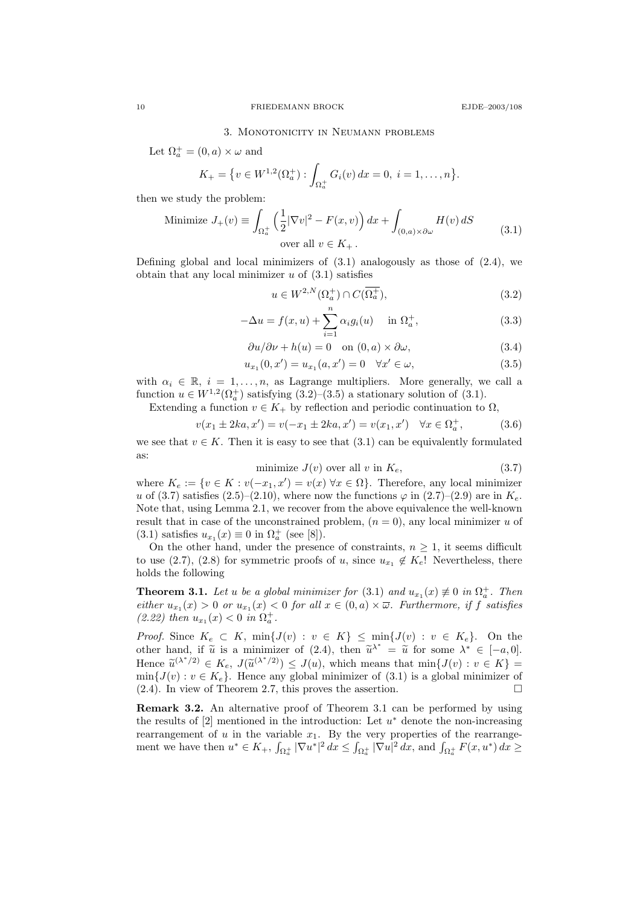## 3. Monotonicity in Neumann problems

Let $\Omega_a^+ = (0,a) \times \omega$ and

$$K_+ = \big\{ v \in W^{1,2}(\Omega_a^+) : \int_{\Omega_a^+} G_i(v)\, dx = 0,\ i = 1, \dots, n \big\}.$$

then we study the problem:

$$\begin{gathered} \text{Minimize } J_+(v) \equiv \int_{\Omega_a^+} \Big( \frac{1}{2} |\nabla v|^2 - F(x,v) \Big)\, dx + \int_{(0,a)\times\partial\omega} H(v)\, dS \\ \text{over all } v \in K_+ . \end{gathered} \tag{3.1}$$

Defining global and local minimizers of (3.1) analogously as those of (2.4), we obtain that any local minimizer $u$ of (3.1) satisfies

$$u \in W^{2,N}(\Omega_a^+) \cap C(\overline{\Omega_a^+}), \tag{3.2}$$

$$-\Delta u = f(x,u) + \sum_{i=1}^n \alpha_i g_i(u) \quad \text{in } \Omega_a^+, \tag{3.3}$$

$$\partial u/\partial \nu + h(u) = 0 \quad \text{on } (0,a) \times \partial\omega, \tag{3.4}$$

$$u_{x_1}(0,x') = u_{x_1}(a,x') = 0 \quad \forall x' \in \omega, \tag{3.5}$$

with $\alpha_i \in \mathbb{R}$, $i = 1, \dots, n$, as Lagrange multipliers. More generally, we call a function $u \in W^{1,2}(\Omega_a^+)$ satisfying (3.2)–(3.5) a stationary solution of (3.1).

Extending a function $v \in K_+$ by reflection and periodic continuation to $\Omega$,

$$v(x_1 \pm 2ka, x') = v(-x_1 \pm 2ka, x') = v(x_1, x') \quad \forall x \in \Omega_a^+, \tag{3.6}$$

we see that $v \in K$. Then it is easy to see that (3.1) can be equivalently formulated as:

$$\text{minimize } J(v) \text{ over all } v \text{ in } K_e, \tag{3.7}$$

where $K_e := \{ v \in K : v(-x_1, x') = v(x)\ \forall x \in \Omega \}$. Therefore, any local minimizer $u$ of (3.7) satisfies (2.5)–(2.10), where now the functions $\varphi$ in (2.7)–(2.9) are in $K_e$. Note that, using Lemma 2.1, we recover from the above equivalence the well-known result that in case of the unconstrained problem, ($n = 0$), any local minimizer $u$ of (3.1) satisfies $u_{x_1}(x) \equiv 0$ in $\Omega_a^+$ (see [8]).

On the other hand, under the presence of constraints, $n \geq 1$, it seems difficult to use (2.7), (2.8) for symmetric proofs of $u$, since $u_{x_1} \notin K_e$! Nevertheless, there holds the following

**Theorem 3.1.** *Let $u$ be a global minimizer for* (3.1) *and $u_{x_1}(x) \not\equiv 0$ in $\Omega_a^+$. Then either $u_{x_1}(x) > 0$ or $u_{x_1}(x) < 0$ for all $x \in (0,a) \times \overline{\omega}$. Furthermore, if $f$ satisfies (2.22) then $u_{x_1}(x) < 0$ in $\Omega_a^+$.*

*Proof.* Since $K_e \subset K$, $\min\{J(v) : v \in K\} \leq \min\{J(v) : v \in K_e\}$. On the other hand, if $\widetilde{u}$ is a minimizer of (2.4), then $\widetilde{u}^{\lambda^*} = \widetilde{u}$ for some $\lambda^* \in [-a, 0]$. Hence $\widetilde{u}^{(\lambda^*/2)} \in K_e$, $J(\widetilde{u}^{(\lambda^*/2)}) \leq J(u)$, which means that $\min\{J(v) : v \in K\} = \min\{J(v) : v \in K_e\}$. Hence any global minimizer of (3.1) is a global minimizer of (2.4). In view of Theorem 2.7, this proves the assertion. $\square$

**Remark 3.2.** An alternative proof of Theorem 3.1 can be performed by using the results of [2] mentioned in the introduction: Let $u^*$ denote the non-increasing rearrangement of $u$ in the variable $x_1$. By the very properties of the rearrangement we have then $u^* \in K_+$, $\int_{\Omega_a^+} |\nabla u^*|^2\, dx \leq \int_{\Omega_a^+} |\nabla u|^2\, dx$, and $\int_{\Omega_a^+} F(x,u^*)\, dx \geq$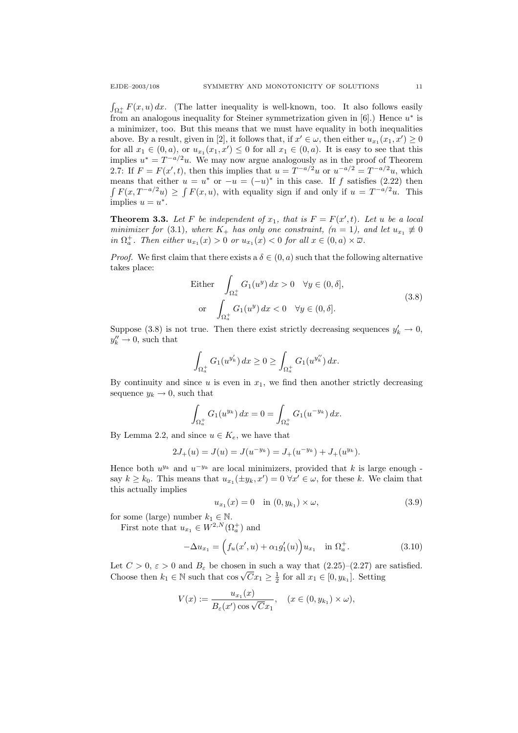$\int_{\Omega_a^+} F(x,u)\,dx$. (The latter inequality is well-known, too. It also follows easily from an analogous inequality for Steiner symmetrization given in [6].) Hence $u^*$ is a minimizer, too. But this means that we must have equality in both inequalities above. By a result, given in [2], it follows that, if $x' \in \omega$, then either $u_{x_1}(x_1,x') \geq 0$ for all $x_1 \in (0,a)$, or $u_{x_1}(x_1,x') \leq 0$ for all $x_1 \in (0,a)$. It is easy to see that this implies $u^* = T^{-a/2}u$. We may now argue analogously as in the proof of Theorem 2.7: If $F = F(x',t)$, then this implies that $u = T^{-a/2}u$ or $u^{-a/2} = T^{-a/2}u$, which means that either $u = u^*$ or $-u = (-u)^*$ in this case. If $f$ satisfies (2.22) then $\int F(x, T^{-a/2}u) \geq \int F(x,u)$, with equality sign if and only if $u = T^{-a/2}u$. This implies $u = u^*$.

**Theorem 3.3.** *Let $F$ be independent of $x_1$, that is $F = F(x',t)$. Let $u$ be a local minimizer for (3.1), where $K_+$ has only one constraint, $(n=1)$, and let $u_{x_1} \not\equiv 0$ in $\Omega_a^+$. Then either $u_{x_1}(x) > 0$ or $u_{x_1}(x) < 0$ for all $x \in (0,a) \times \overline{\omega}$.*

*Proof.* We first claim that there exists a $\delta \in (0,a)$ such that the following alternative takes place:

$$\begin{aligned} &\text{Either} \quad \int_{\Omega_a^+} G_1(u^y)\,dx > 0 \quad \forall y \in (0,\delta], \\ &\text{or} \quad \int_{\Omega_a^+} G_1(u^y)\,dx < 0 \quad \forall y \in (0,\delta]. \end{aligned} \tag{3.8}$$

Suppose (3.8) is not true. Then there exist strictly decreasing sequences $y_k' \to 0$, $y_k'' \to 0$, such that

$$\int_{\Omega_a^+} G_1(u^{y_k'})\,dx \geq 0 \geq \int_{\Omega_a^+} G_1(u^{y_k''})\,dx.$$

By continuity and since $u$ is even in $x_1$, we find then another strictly decreasing sequence $y_k \to 0$, such that

$$\int_{\Omega_a^+} G_1(u^{y_k})\,dx = 0 = \int_{\Omega_a^+} G_1(u^{-y_k})\,dx.$$

By Lemma 2.2, and since $u \in K_e$, we have that

$$2J_+(u) = J(u) = J(u^{-y_k}) = J_+(u^{-y_k}) + J_+(u^{y_k}).$$

Hence both $u^{y_k}$ and $u^{-y_k}$ are local minimizers, provided that $k$ is large enough - say $k \geq k_0$. This means that $u_{x_1}(\pm y_k, x') = 0 \ \forall x' \in \omega$, for these $k$. We claim that this actually implies

$$u_{x_1}(x) = 0 \quad \text{in } (0, y_{k_1}) \times \omega, \tag{3.9}$$

for some (large) number $k_1 \in \mathbb{N}$.

First note that $u_{x_1} \in W^{2,N}(\Omega_a^+)$ and

$$-\Delta u_{x_1} = \Big(f_u(x',u) + \alpha_1 g_1'(u)\Big) u_{x_1} \quad \text{in } \Omega_a^+. \tag{3.10}$$

Let $C > 0$, $\varepsilon > 0$ and $B_\varepsilon$ be chosen in such a way that (2.25)–(2.27) are satisfied. Choose then $k_1 \in \mathbb{N}$ such that $\cos\sqrt{C}x_1 \geq \frac{1}{2}$ for all $x_1 \in [0, y_{k_1}]$. Setting

$$V(x) := \frac{u_{x_1}(x)}{B_\varepsilon(x')\cos\sqrt{C}x_1}, \quad (x \in (0, y_{k_1}) \times \omega),$$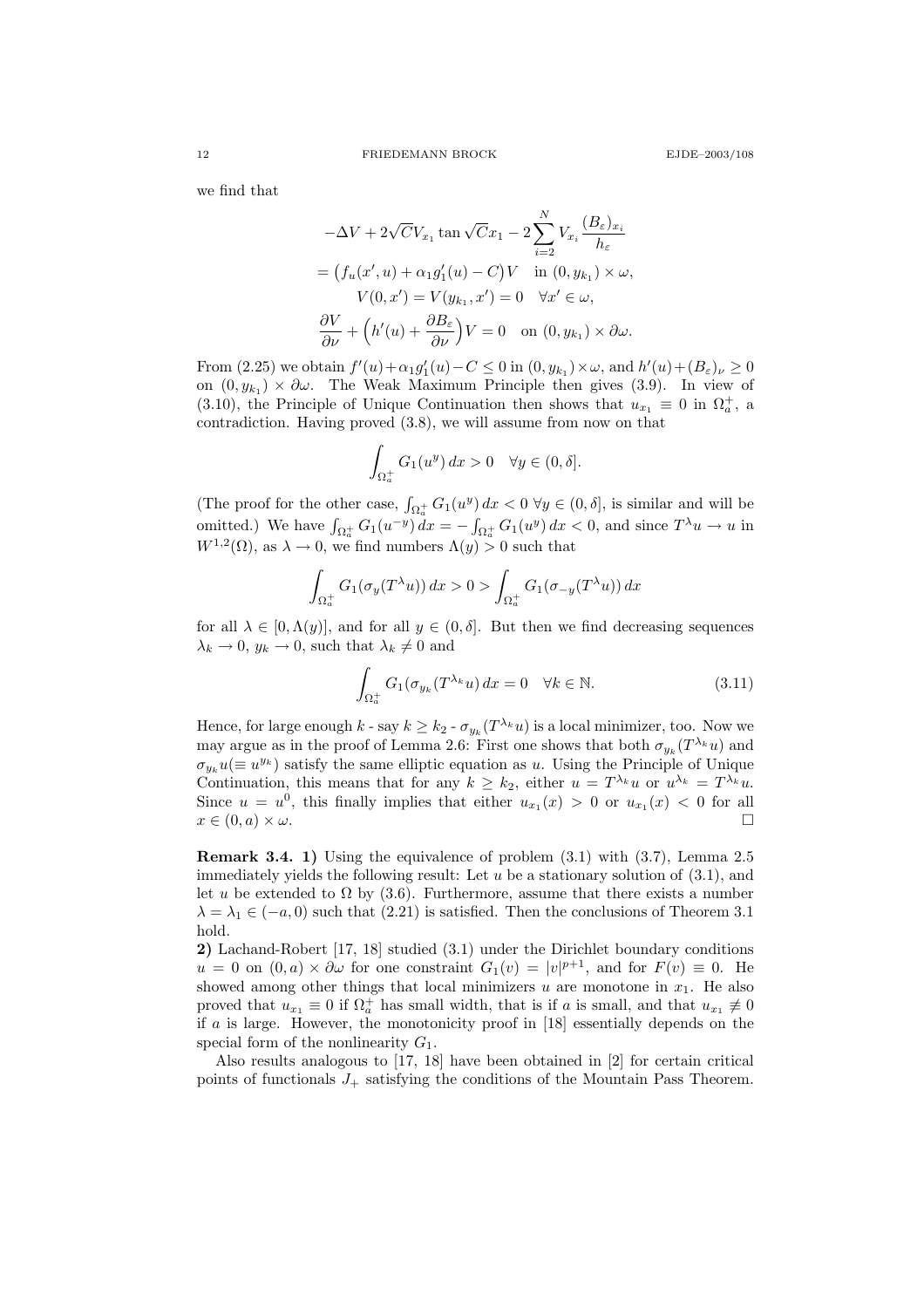we find that

$$
\begin{gathered}
-\Delta V + 2\sqrt{C} V_{x_1} \tan \sqrt{C} x_1 - 2 \sum_{i=2}^{N} V_{x_i} \frac{(B_\varepsilon)_{x_i}}{h_\varepsilon} \\
= \big( f_u(x', u) + \alpha_1 g_1'(u) - C \big) V \quad \text{in } (0, y_{k_1}) \times \omega, \\
V(0, x') = V(y_{k_1}, x') = 0 \quad \forall x' \in \omega, \\
\frac{\partial V}{\partial \nu} + \Big( h'(u) + \frac{\partial B_\varepsilon}{\partial \nu} \Big) V = 0 \quad \text{on } (0, y_{k_1}) \times \partial\omega.
\end{gathered}
$$

From (2.25) we obtain $f'(u) + \alpha_1 g_1'(u) - C \leq 0$ in $(0, y_{k_1}) \times \omega$, and $h'(u) + (B_\varepsilon)_\nu \geq 0$ on $(0, y_{k_1}) \times \partial\omega$. The Weak Maximum Principle then gives (3.9). In view of (3.10), the Principle of Unique Continuation then shows that $u_{x_1} \equiv 0$ in $\Omega_a^+$, a contradiction. Having proved (3.8), we will assume from now on that

$$
\int_{\Omega_a^+} G_1(u^y) \, dx > 0 \quad \forall y \in (0, \delta].
$$

(The proof for the other case, $\int_{\Omega_a^+} G_1(u^y) \, dx < 0 \ \forall y \in (0, \delta]$, is similar and will be omitted.) We have $\int_{\Omega_a^+} G_1(u^{-y}) \, dx = -\int_{\Omega_a^+} G_1(u^y) \, dx < 0$, and since $T^\lambda u \to u$ in $W^{1,2}(\Omega)$, as $\lambda \to 0$, we find numbers $\Lambda(y) > 0$ such that

$$
\int_{\Omega_a^+} G_1(\sigma_y(T^\lambda u)) \, dx > 0 > \int_{\Omega_a^+} G_1(\sigma_{-y}(T^\lambda u)) \, dx
$$

for all $\lambda \in [0, \Lambda(y)]$, and for all $y \in (0, \delta]$. But then we find decreasing sequences $\lambda_k \to 0$, $y_k \to 0$, such that $\lambda_k \neq 0$ and

$$
\int_{\Omega_a^+} G_1(\sigma_{y_k}(T^{\lambda_k} u)) \, dx = 0 \quad \forall k \in \mathbb{N}. \tag{3.11}
$$

Hence, for large enough $k$ - say $k \geq k_2$ - $\sigma_{y_k}(T^{\lambda_k} u)$ is a local minimizer, too. Now we may argue as in the proof of Lemma 2.6: First one shows that both $\sigma_{y_k}(T^{\lambda_k} u)$ and $\sigma_{y_k} u (\equiv u^{y_k})$ satisfy the same elliptic equation as $u$. Using the Principle of Unique Continuation, this means that for any $k \geq k_2$, either $u = T^{\lambda_k} u$ or $u^{\lambda_k} = T^{\lambda_k} u$. Since $u = u^0$, this finally implies that either $u_{x_1}(x) > 0$ or $u_{x_1}(x) < 0$ for all $x \in (0, a) \times \omega$. $\square$

**Remark 3.4. 1)** Using the equivalence of problem (3.1) with (3.7), Lemma 2.5 immediately yields the following result: Let $u$ be a stationary solution of (3.1), and let $u$ be extended to $\Omega$ by (3.6). Furthermore, assume that there exists a number $\lambda = \lambda_1 \in (-a, 0)$ such that (2.21) is satisfied. Then the conclusions of Theorem 3.1 hold.

**2)** Lachand-Robert [17, 18] studied (3.1) under the Dirichlet boundary conditions $u = 0$ on $(0, a) \times \partial\omega$ for one constraint $G_1(v) = |v|^{p+1}$, and for $F(v) \equiv 0$. He showed among other things that local minimizers $u$ are monotone in $x_1$. He also proved that $u_{x_1} \equiv 0$ if $\Omega_a^+$ has small width, that is if $a$ is small, and that $u_{x_1} \not\equiv 0$ if $a$ is large. However, the monotonicity proof in [18] essentially depends on the special form of the nonlinearity $G_1$.

Also results analogous to [17, 18] have been obtained in [2] for certain critical points of functionals $J_+$ satisfying the conditions of the Mountain Pass Theorem.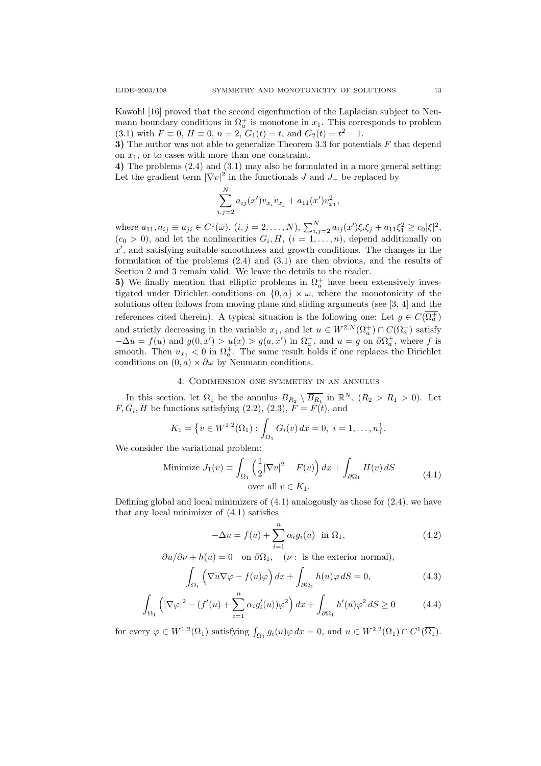Kawohl [16] proved that the second eigenfunction of the Laplacian subject to Neumann boundary conditions in $\Omega_a^+$ is monotone in $x_1$. This corresponds to problem (3.1) with $F \equiv 0$, $H \equiv 0$, $n = 2$, $G_1(t) = t$, and $G_2(t) = t^2 - 1$.

**3)** The author was not able to generalize Theorem 3.3 for potentials $F$ that depend on $x_1$, or to cases with more than one constraint.

**4)** The problems (2.4) and (3.1) may also be formulated in a more general setting: Let the gradient term $|\nabla v|^2$ in the functionals $J$ and $J_+$ be replaced by

$$\sum_{i,j=2}^{N} a_{ij}(x')v_{x_i}v_{x_j} + a_{11}(x')v_{x_1}^2,$$

where $a_{11}, a_{ij} \equiv a_{ji} \in C^1(\overline{\omega})$, $(i,j = 2,\dots,N)$, $\sum_{i,j=2}^{N} a_{ij}(x')\xi_i\xi_j + a_{11}\xi_1^2 \geq c_0|\xi|^2$, $(c_0 > 0)$, and let the nonlinearities $G_i, H$, $(i = 1,\dots,n)$, depend additionally on $x'$, and satisfying suitable smoothness and growth conditions. The changes in the formulation of the problems (2.4) and (3.1) are then obvious, and the results of Section 2 and 3 remain valid. We leave the details to the reader.

**5)** We finally mention that elliptic problems in $\Omega_a^+$ have been extensively investigated under Dirichlet conditions on $\{0,a\} \times \omega$, where the monotonicity of the solutions often follows from moving plane and sliding arguments (see [3, 4] and the references cited therein). A typical situation is the following one: Let $g \in C(\overline{\Omega_a^+})$ and strictly decreasing in the variable $x_1$, and let $u \in W^{2,N}(\Omega_a^+) \cap C(\overline{\Omega_a^+})$ satisfy $-\Delta u = f(u)$ and $g(0,x') > u(x) > g(a,x')$ in $\Omega_a^+$, and $u = g$ on $\partial\Omega_a^+$, where $f$ is smooth. Then $u_{x_1} < 0$ in $\Omega_a^+$. The same result holds if one replaces the Dirichlet conditions on $(0,a) \times \partial\omega$ by Neumann conditions.

## 4. Codimension one symmetry in an annulus

In this section, let $\Omega_1$ be the annulus $B_{R_2} \setminus \overline{B_{R_1}}$ in $\mathbb{R}^N$, $(R_2 > R_1 > 0)$. Let $F, G_i, H$ be functions satisfying (2.2), (2.3), $F = F(t)$, and

$$K_1 = \big\{v \in W^{1,2}(\Omega_1) : \int_{\Omega_1} G_i(v)\,dx = 0,\ i = 1,\dots,n\big\}.$$

We consider the variational problem:

$$\begin{gathered}\text{Minimize } J_1(v) \equiv \int_{\Omega_1} \Big(\frac{1}{2}|\nabla v|^2 - F(v)\Big)\,dx + \int_{\partial\Omega_1} H(v)\,dS \\ \text{over all } v \in K_1.\end{gathered} \tag{4.1}$$

Defining global and local minimizers of (4.1) analogously as those for (2.4), we have that any local minimizer of (4.1) satisfies

$$-\Delta u = f(u) + \sum_{i=1}^{n} \alpha_i g_i(u) \quad \text{in } \Omega_1, \tag{4.2}$$

$$\partial u/\partial\nu + h(u) = 0 \quad \text{on } \partial\Omega_1, \quad (\nu : \text{ is the exterior normal}),$$

$$\int_{\Omega_1} \Big(\nabla u \nabla\varphi - f(u)\varphi\Big)\,dx + \int_{\partial\Omega_1} h(u)\varphi\,dS = 0, \tag{4.3}$$

$$\int_{\Omega_1} \Big(|\nabla\varphi|^2 - (f'(u) + \sum_{i=1}^{n} \alpha_i g_i'(u))\varphi^2\Big)\,dx + \int_{\partial\Omega_1} h'(u)\varphi^2\,dS \geq 0 \tag{4.4}$$

for every $\varphi \in W^{1,2}(\Omega_1)$ satisfying $\int_{\Omega_1} g_i(u)\varphi\,dx = 0$, and $u \in W^{2,2}(\Omega_1) \cap C^1(\overline{\Omega_1})$.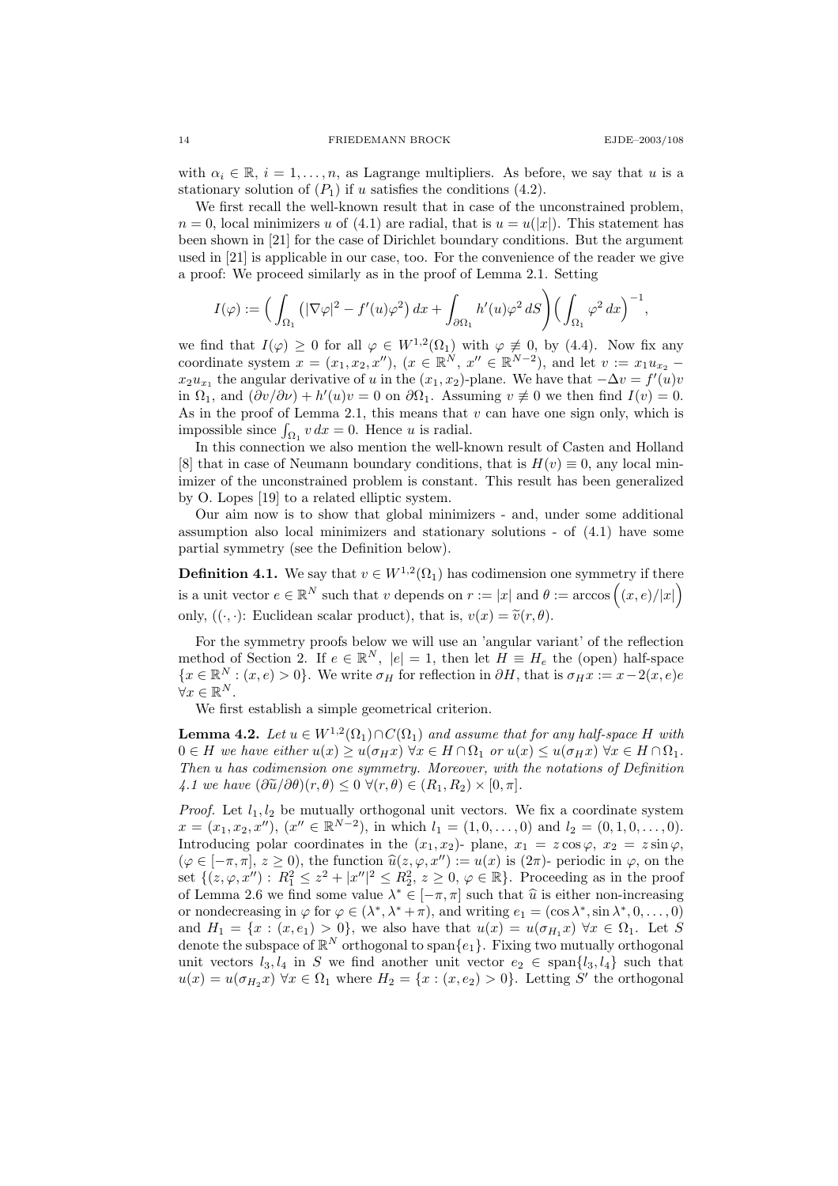with $\alpha_i \in \mathbb{R}$, $i = 1, \dots, n$, as Lagrange multipliers. As before, we say that $u$ is a stationary solution of $(P_1)$ if $u$ satisfies the conditions (4.2).

We first recall the well-known result that in case of the unconstrained problem, $n = 0$, local minimizers $u$ of (4.1) are radial, that is $u = u(|x|)$. This statement has been shown in [21] for the case of Dirichlet boundary conditions. But the argument used in [21] is applicable in our case, too. For the convenience of the reader we give a proof: We proceed similarly as in the proof of Lemma 2.1. Setting

$$I(\varphi) := \Big( \int_{\Omega_1} \big( |\nabla \varphi|^2 - f'(u)\varphi^2 \big)\, dx + \int_{\partial\Omega_1} h'(u)\varphi^2 \, dS \Big) \Big( \int_{\Omega_1} \varphi^2 \, dx \Big)^{-1},$$

we find that $I(\varphi) \geq 0$ for all $\varphi \in W^{1,2}(\Omega_1)$ with $\varphi \not\equiv 0$, by (4.4). Now fix any coordinate system $x = (x_1, x_2, x'')$, $(x \in \mathbb{R}^N,\ x'' \in \mathbb{R}^{N-2})$, and let $v := x_1 u_{x_2} - x_2 u_{x_1}$ the angular derivative of $u$ in the $(x_1, x_2)$-plane. We have that $-\Delta v = f'(u)v$ in $\Omega_1$, and $(\partial v/\partial \nu) + h'(u)v = 0$ on $\partial\Omega_1$. Assuming $v \not\equiv 0$ we then find $I(v) = 0$. As in the proof of Lemma 2.1, this means that $v$ can have one sign only, which is impossible since $\int_{\Omega_1} v\, dx = 0$. Hence $u$ is radial.

In this connection we also mention the well-known result of Casten and Holland [8] that in case of Neumann boundary conditions, that is $H(v) \equiv 0$, any local minimizer of the unconstrained problem is constant. This result has been generalized by O. Lopes [19] to a related elliptic system.

Our aim now is to show that global minimizers - and, under some additional assumption also local minimizers and stationary solutions - of (4.1) have some partial symmetry (see the Definition below).

**Definition 4.1.** We say that $v \in W^{1,2}(\Omega_1)$ has codimension one symmetry if there is a unit vector $e \in \mathbb{R}^N$ such that $v$ depends on $r := |x|$ and $\theta := \arccos\Big((x, e)/|x|\Big)$ only, ($(\cdot,\cdot)$: Euclidean scalar product), that is, $v(x) = \widetilde{v}(r, \theta)$.

For the symmetry proofs below we will use an 'angular variant' of the reflection method of Section 2. If $e \in \mathbb{R}^N$, $|e| = 1$, then let $H \equiv H_e$ the (open) half-space $\{x \in \mathbb{R}^N : (x, e) > 0\}$. We write $\sigma_H$ for reflection in $\partial H$, that is $\sigma_H x := x - 2(x, e)e$ $\forall x \in \mathbb{R}^N$.

We first establish a simple geometrical criterion.

**Lemma 4.2.** *Let $u \in W^{1,2}(\Omega_1) \cap C(\Omega_1)$ and assume that for any half-space $H$ with $0 \in H$ we have either $u(x) \geq u(\sigma_H x)$ $\forall x \in H \cap \Omega_1$ or $u(x) \leq u(\sigma_H x)$ $\forall x \in H \cap \Omega_1$. Then $u$ has codimension one symmetry. Moreover, with the notations of Definition 4.1 we have $(\partial \widetilde{u}/\partial \theta)(r, \theta) \leq 0$ $\forall (r, \theta) \in (R_1, R_2) \times [0, \pi]$.*

*Proof.* Let $l_1, l_2$ be mutually orthogonal unit vectors. We fix a coordinate system $x = (x_1, x_2, x'')$, $(x'' \in \mathbb{R}^{N-2})$, in which $l_1 = (1, 0, \dots, 0)$ and $l_2 = (0, 1, 0, \dots, 0)$. Introducing polar coordinates in the $(x_1, x_2)$- plane, $x_1 = z\cos\varphi$, $x_2 = z\sin\varphi$, $(\varphi \in [-\pi, \pi],\ z \geq 0)$, the function $\widehat{u}(z, \varphi, x'') := u(x)$ is $(2\pi)$- periodic in $\varphi$, on the set $\{(z, \varphi, x'') : R_1^2 \leq z^2 + |x''|^2 \leq R_2^2,\ z \geq 0,\ \varphi \in \mathbb{R}\}$. Proceeding as in the proof of Lemma 2.6 we find some value $\lambda^* \in [-\pi, \pi]$ such that $\widehat{u}$ is either non-increasing or nondecreasing in $\varphi$ for $\varphi \in (\lambda^*, \lambda^* + \pi)$, and writing $e_1 = (\cos\lambda^*, \sin\lambda^*, 0, \dots, 0)$ and $H_1 = \{x : (x, e_1) > 0\}$, we also have that $u(x) = u(\sigma_{H_1} x)$ $\forall x \in \Omega_1$. Let $S$ denote the subspace of $\mathbb{R}^N$ orthogonal to $\mathrm{span}\{e_1\}$. Fixing two mutually orthogonal unit vectors $l_3, l_4$ in $S$ we find another unit vector $e_2 \in \mathrm{span}\{l_3, l_4\}$ such that $u(x) = u(\sigma_{H_2} x)$ $\forall x \in \Omega_1$ where $H_2 = \{x : (x, e_2) > 0\}$. Letting $S'$ the orthogonal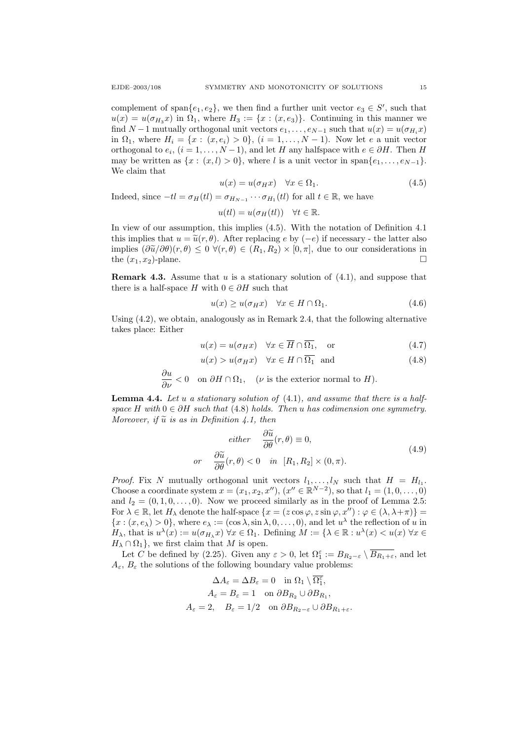complement of $\operatorname{span}\{e_1, e_2\}$, we then find a further unit vector $e_3 \in S'$, such that $u(x) = u(\sigma_{H_3} x)$ in $\Omega_1$, where $H_3 := \{x : (x, e_3)\}$. Continuing in this manner we find $N-1$ mutually orthogonal unit vectors $e_1, \dots, e_{N-1}$ such that $u(x) = u(\sigma_{H_i} x)$ in $\Omega_1$, where $H_i = \{x : (x, e_i) > 0\}$, $(i = 1, \dots, N-1)$. Now let $e$ a unit vector orthogonal to $e_i$, $(i = 1, \dots, N-1)$, and let $H$ any halfspace with $e \in \partial H$. Then $H$ may be written as $\{x : (x, l) > 0\}$, where $l$ is a unit vector in $\operatorname{span}\{e_1, \dots, e_{N-1}\}$. We claim that

$$u(x) = u(\sigma_H x) \quad \forall x \in \Omega_1. \tag{4.5}$$

Indeed, since $-tl = \sigma_H(tl) = \sigma_{H_{N-1}} \cdots \sigma_{H_1}(tl)$ for all $t \in \mathbb{R}$, we have

$$u(tl) = u(\sigma_H(tl)) \quad \forall t \in \mathbb{R}.$$

In view of our assumption, this implies (4.5). With the notation of Definition 4.1 this implies that $u = \widetilde{u}(r, \theta)$. After replacing $e$ by $(-e)$ if necessary - the latter also implies $(\partial \widetilde{u}/\partial \theta)(r, \theta) \le 0 \ \forall (r, \theta) \in (R_1, R_2) \times [0, \pi]$, due to our considerations in the $(x_1, x_2)$-plane. $\square$

**Remark 4.3.** Assume that $u$ is a stationary solution of (4.1), and suppose that there is a half-space $H$ with $0 \in \partial H$ such that

$$u(x) \ge u(\sigma_H x) \quad \forall x \in H \cap \Omega_1. \tag{4.6}$$

Using (4.2), we obtain, analogously as in Remark 2.4, that the following alternative takes place: Either

$$u(x) = u(\sigma_H x) \quad \forall x \in \overline{H} \cap \overline{\Omega_1}, \quad \text{or} \tag{4.7}$$

$$u(x) > u(\sigma_H x) \quad \forall x \in H \cap \overline{\Omega_1} \ \text{ and} \tag{4.8}$$

$$\frac{\partial u}{\partial \nu} < 0 \quad \text{on } \partial H \cap \Omega_1, \quad (\nu \text{ is the exterior normal to } H).$$

**Lemma 4.4.** *Let $u$ a stationary solution of* (4.1)*, and assume that there is a half-space $H$ with $0 \in \partial H$ such that* (4.8) *holds. Then $u$ has codimension one symmetry. Moreover, if $\widetilde{u}$ is as in Definition 4.1, then*

$$\begin{gathered} \text{either} \quad \frac{\partial \widetilde{u}}{\partial \theta}(r, \theta) \equiv 0, \\ \text{or} \quad \frac{\partial \widetilde{u}}{\partial \theta}(r, \theta) < 0 \quad \text{in } [R_1, R_2] \times (0, \pi). \end{gathered} \tag{4.9}$$

*Proof.* Fix $N$ mutually orthogonal unit vectors $l_1, \dots, l_N$ such that $H = H_{l_1}$. Choose a coordinate system $x = (x_1, x_2, x'')$, $(x'' \in \mathbb{R}^{N-2})$, so that $l_1 = (1, 0, \dots, 0)$ and $l_2 = (0, 1, 0, \dots, 0)$. Now we proceed similarly as in the proof of Lemma 2.5: For $\lambda \in \mathbb{R}$, let $H_\lambda$ denote the half-space $\{x = (z \cos \varphi, z \sin \varphi, x'') : \varphi \in (\lambda, \lambda + \pi)\} = \{x : (x, e_\lambda) > 0\}$, where $e_\lambda := (\cos \lambda, \sin \lambda, 0, \dots, 0)$, and let $u^\lambda$ the reflection of $u$ in $H_\lambda$, that is $u^\lambda(x) := u(\sigma_{H_\lambda} x) \ \forall x \in \Omega_1$. Defining $M := \{\lambda \in \mathbb{R} : u^\lambda(x) < u(x) \ \forall x \in H_\lambda \cap \Omega_1\}$, we first claim that $M$ is open.

Let $C$ be defined by (2.25). Given any $\varepsilon > 0$, let $\Omega_1^\varepsilon := B_{R_2 - \varepsilon} \setminus \overline{B_{R_1 + \varepsilon}}$, and let $A_\varepsilon$, $B_\varepsilon$ the solutions of the following boundary value problems:

$$\begin{gathered} \Delta A_\varepsilon = \Delta B_\varepsilon = 0 \quad \text{in } \Omega_1 \setminus \overline{\Omega_1^\varepsilon}, \\ A_\varepsilon = B_\varepsilon = 1 \quad \text{on } \partial B_{R_2} \cup \partial B_{R_1}, \\ A_\varepsilon = 2, \quad B_\varepsilon = 1/2 \quad \text{on } \partial B_{R_2 - \varepsilon} \cup \partial B_{R_1 + \varepsilon}. \end{gathered}$$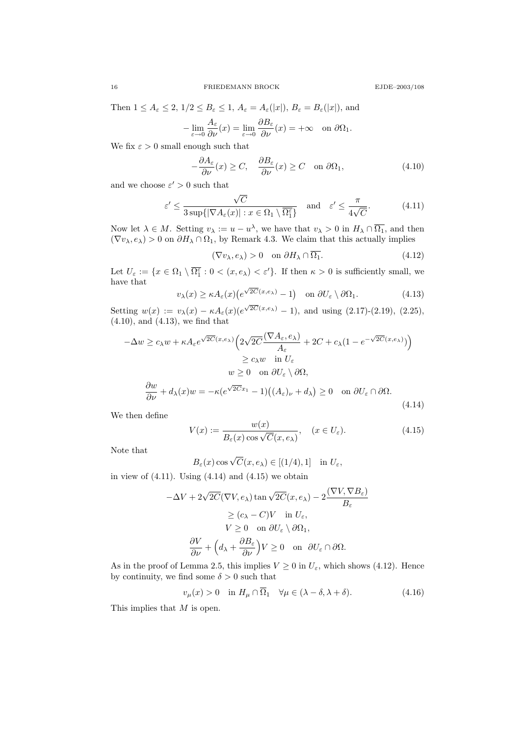Then $1 \leq A_\varepsilon \leq 2$, $1/2 \leq B_\varepsilon \leq 1$, $A_\varepsilon = A_\varepsilon(|x|)$, $B_\varepsilon = B_\varepsilon(|x|)$, and

$$-\lim_{\varepsilon \to 0} \frac{A_\varepsilon}{\partial \nu}(x) = \lim_{\varepsilon \to 0} \frac{\partial B_\varepsilon}{\partial \nu}(x) = +\infty \quad \text{on } \partial\Omega_1.$$

We fix $\varepsilon > 0$ small enough such that

$$-\frac{\partial A_\varepsilon}{\partial \nu}(x) \geq C, \quad \frac{\partial B_\varepsilon}{\partial \nu}(x) \geq C \quad \text{on } \partial\Omega_1, \tag{4.10}$$

and we choose $\varepsilon' > 0$ such that

$$\varepsilon' \leq \frac{\sqrt{C}}{3 \sup\{|\nabla A_\varepsilon(x)| : x \in \Omega_1 \setminus \overline{\Omega_1^\varepsilon}\}} \quad \text{and} \quad \varepsilon' \leq \frac{\pi}{4\sqrt{C}}. \tag{4.11}$$

Now let $\lambda \in M$. Setting $v_\lambda := u - u^\lambda$, we have that $v_\lambda > 0$ in $H_\lambda \cap \overline{\Omega_1}$, and then $(\nabla v_\lambda, e_\lambda) > 0$ on $\partial H_\lambda \cap \Omega_1$, by Remark 4.3. We claim that this actually implies

$$(\nabla v_\lambda, e_\lambda) > 0 \quad \text{on } \partial H_\lambda \cap \overline{\Omega_1}. \tag{4.12}$$

Let $U_\varepsilon := \{x \in \Omega_1 \setminus \overline{\Omega_1^\varepsilon} : 0 < (x, e_\lambda) < \varepsilon'\}$. If then $\kappa > 0$ is sufficiently small, we have that

$$v_\lambda(x) \geq \kappa A_\varepsilon(x)\big(e^{\sqrt{2C}(x,e_\lambda)} - 1\big) \quad \text{on } \partial U_\varepsilon \setminus \partial\Omega_1. \tag{4.13}$$

Setting $w(x) := v_\lambda(x) - \kappa A_\varepsilon(x)(e^{\sqrt{2C}(x,e_\lambda)} - 1)$, and using (2.17)-(2.19), (2.25), (4.10), and (4.13), we find that

$$\begin{gathered}
-\Delta w \geq c_\lambda w + \kappa A_\varepsilon e^{\sqrt{2C}(x,e_\lambda)} \Big(2\sqrt{2C}\frac{(\nabla A_\varepsilon, e_\lambda)}{A_\varepsilon} + 2C + c_\lambda(1 - e^{-\sqrt{2C}(x,e_\lambda)})\Big) \\
\geq c_\lambda w \quad \text{in } U_\varepsilon \\
w \geq 0 \quad \text{on } \partial U_\varepsilon \setminus \partial\Omega, \\
\frac{\partial w}{\partial \nu} + d_\lambda(x) w = -\kappa(e^{\sqrt{2C}x_1} - 1)\big((A_\varepsilon)_\nu + d_\lambda\big) \geq 0 \quad \text{on } \partial U_\varepsilon \cap \partial\Omega.
\end{gathered} \tag{4.14}$$

We then define

$$V(x) := \frac{w(x)}{B_\varepsilon(x)\cos\sqrt{C}(x, e_\lambda)}, \quad (x \in U_\varepsilon). \tag{4.15}$$

Note that

$$B_\varepsilon(x)\cos\sqrt{C}(x, e_\lambda) \in [(1/4), 1] \quad \text{in } U_\varepsilon,$$

in view of (4.11). Using (4.14) and (4.15) we obtain

$$\begin{gathered}
-\Delta V + 2\sqrt{2C}(\nabla V, e_\lambda)\tan\sqrt{2C}(x, e_\lambda) - 2\frac{(\nabla V, \nabla B_\varepsilon)}{B_\varepsilon} \\
\geq (c_\lambda - C)V \quad \text{in } U_\varepsilon, \\
V \geq 0 \quad \text{on } \partial U_\varepsilon \setminus \partial\Omega_1, \\
\frac{\partial V}{\partial \nu} + \Big(d_\lambda + \frac{\partial B_\varepsilon}{\partial \nu}\Big)V \geq 0 \quad \text{on } \partial U_\varepsilon \cap \partial\Omega.
\end{gathered}$$

As in the proof of Lemma 2.5, this implies $V \geq 0$ in $U_\varepsilon$, which shows (4.12). Hence by continuity, we find some $\delta > 0$ such that

$$v_\mu(x) > 0 \quad \text{in } H_\mu \cap \overline{\Omega}_1 \quad \forall \mu \in (\lambda - \delta, \lambda + \delta). \tag{4.16}$$

This implies that $M$ is open.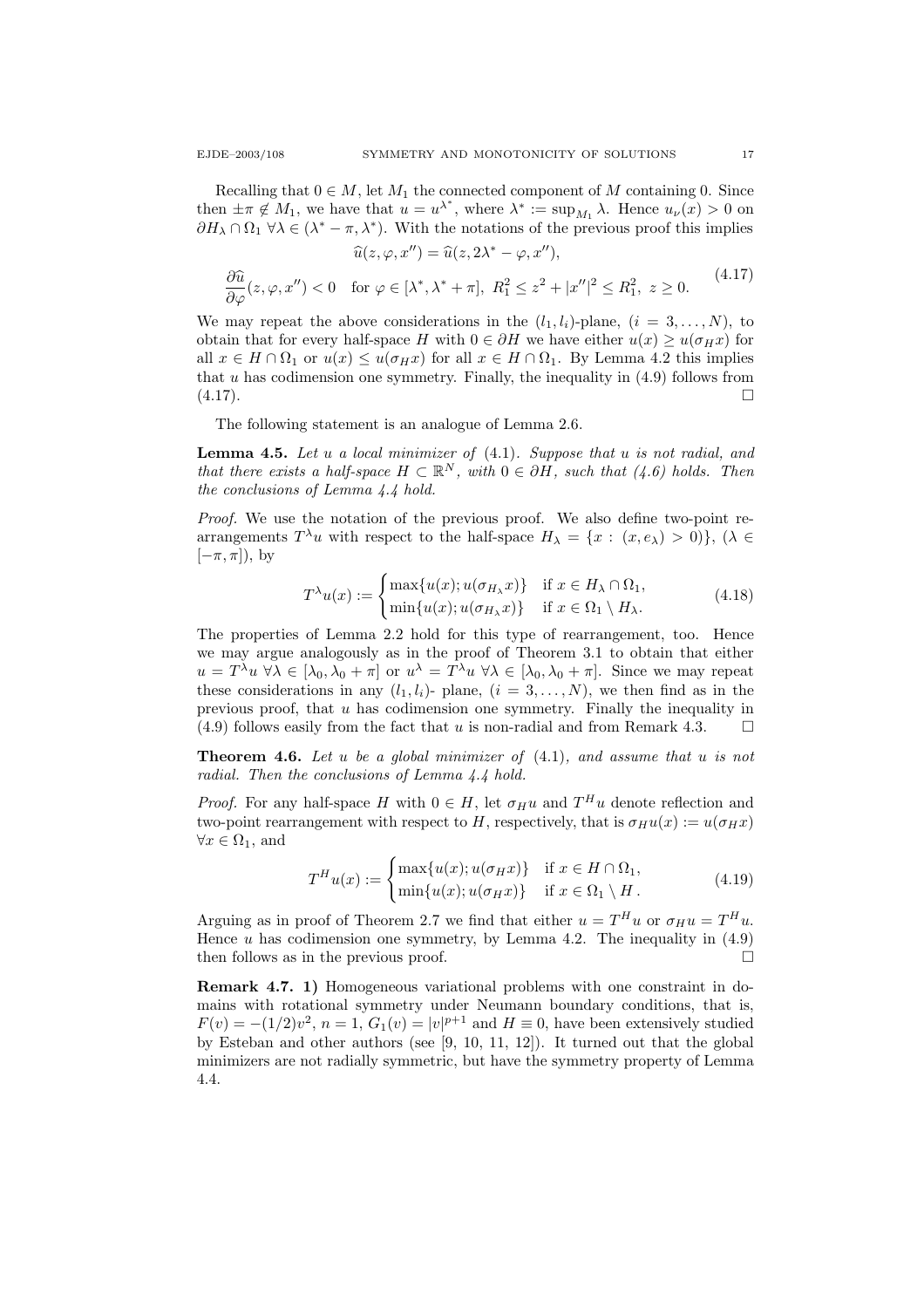Recalling that $0 \in M$, let $M_1$ the connected component of $M$ containing 0. Since then $\pm\pi \notin M_1$, we have that $u = u^{\lambda^*}$, where $\lambda^* := \sup_{M_1} \lambda$. Hence $u_\nu(x) > 0$ on $\partial H_\lambda \cap \Omega_1$ $\forall \lambda \in (\lambda^* - \pi, \lambda^*)$. With the notations of the previous proof this implies

$$
\begin{gathered}
\widehat{u}(z, \varphi, x'') = \widehat{u}(z, 2\lambda^* - \varphi, x''), \\
\frac{\partial \widehat{u}}{\partial \varphi}(z, \varphi, x'') < 0 \quad \text{for } \varphi \in [\lambda^*, \lambda^* + \pi],\ R_1^2 \le z^2 + |x''|^2 \le R_1^2,\ z \ge 0.
\end{gathered}
\tag{4.17}
$$

We may repeat the above considerations in the $(l_1, l_i)$-plane, $(i = 3, \dots, N)$, to obtain that for every half-space $H$ with $0 \in \partial H$ we have either $u(x) \ge u(\sigma_H x)$ for all $x \in H \cap \Omega_1$ or $u(x) \le u(\sigma_H x)$ for all $x \in H \cap \Omega_1$. By Lemma 4.2 this implies that $u$ has codimension one symmetry. Finally, the inequality in (4.9) follows from (4.17). $\square$

The following statement is an analogue of Lemma 2.6.

**Lemma 4.5.** *Let $u$ a local minimizer of* (4.1)*. Suppose that $u$ is not radial, and that there exists a half-space $H \subset \mathbb{R}^N$, with $0 \in \partial H$, such that (4.6) holds. Then the conclusions of Lemma 4.4 hold.*

*Proof.* We use the notation of the previous proof. We also define two-point rearrangements $T^\lambda u$ with respect to the half-space $H_\lambda = \{x : (x, e_\lambda) > 0)\}$, $(\lambda \in [-\pi, \pi])$, by

$$
T^\lambda u(x) := \begin{cases} \max\{u(x); u(\sigma_{H_\lambda} x)\} & \text{if } x \in H_\lambda \cap \Omega_1, \\ \min\{u(x); u(\sigma_{H_\lambda} x)\} & \text{if } x \in \Omega_1 \setminus H_\lambda. \end{cases}
\tag{4.18}
$$

The properties of Lemma 2.2 hold for this type of rearrangement, too. Hence we may argue analogously as in the proof of Theorem 3.1 to obtain that either $u = T^\lambda u$ $\forall \lambda \in [\lambda_0, \lambda_0 + \pi]$ or $u^\lambda = T^\lambda u$ $\forall \lambda \in [\lambda_0, \lambda_0 + \pi]$. Since we may repeat these considerations in any $(l_1, l_i)$- plane, $(i = 3, \dots, N)$, we then find as in the previous proof, that $u$ has codimension one symmetry. Finally the inequality in (4.9) follows easily from the fact that $u$ is non-radial and from Remark 4.3. $\square$

**Theorem 4.6.** *Let $u$ be a global minimizer of* (4.1)*, and assume that $u$ is not radial. Then the conclusions of Lemma 4.4 hold.*

*Proof.* For any half-space $H$ with $0 \in H$, let $\sigma_H u$ and $T^H u$ denote reflection and two-point rearrangement with respect to $H$, respectively, that is $\sigma_H u(x) := u(\sigma_H x)$ $\forall x \in \Omega_1$, and

$$
T^H u(x) := \begin{cases} \max\{u(x); u(\sigma_H x)\} & \text{if } x \in H \cap \Omega_1, \\ \min\{u(x); u(\sigma_H x)\} & \text{if } x \in \Omega_1 \setminus H. \end{cases}
\tag{4.19}
$$

Arguing as in proof of Theorem 2.7 we find that either $u = T^H u$ or $\sigma_H u = T^H u$. Hence $u$ has codimension one symmetry, by Lemma 4.2. The inequality in (4.9) then follows as in the previous proof. $\square$

**Remark 4.7. 1)** Homogeneous variational problems with one constraint in domains with rotational symmetry under Neumann boundary conditions, that is, $F(v) = -(1/2)v^2$, $n = 1$, $G_1(v) = |v|^{p+1}$ and $H \equiv 0$, have been extensively studied by Esteban and other authors (see [9, 10, 11, 12]). It turned out that the global minimizers are not radially symmetric, but have the symmetry property of Lemma 4.4.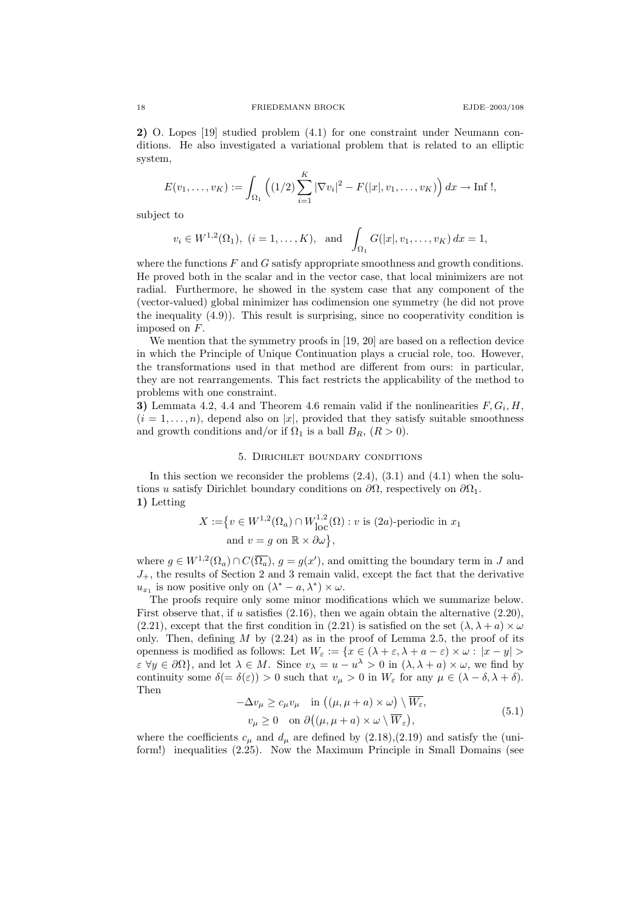**2)** O. Lopes [19] studied problem (4.1) for one constraint under Neumann conditions. He also investigated a variational problem that is related to an elliptic system,

$$E(v_1, \dots, v_K) := \int_{\Omega_1} \Big( (1/2) \sum_{i=1}^{K} |\nabla v_i|^2 - F(|x|, v_1, \dots, v_K) \Big)\, dx \to \text{Inf !},$$

subject to

$$v_i \in W^{1,2}(\Omega_1),\ (i = 1, \dots, K), \quad \text{and} \quad \int_{\Omega_1} G(|x|, v_1, \dots, v_K)\, dx = 1,$$

where the functions $F$ and $G$ satisfy appropriate smoothness and growth conditions. He proved both in the scalar and in the vector case, that local minimizers are not radial. Furthermore, he showed in the system case that any component of the (vector-valued) global minimizer has codimension one symmetry (he did not prove the inequality (4.9)). This result is surprising, since no cooperativity condition is imposed on $F$.

We mention that the symmetry proofs in [19, 20] are based on a reflection device in which the Principle of Unique Continuation plays a crucial role, too. However, the transformations used in that method are different from ours: in particular, they are not rearrangements. This fact restricts the applicability of the method to problems with one constraint.

**3)** Lemmata 4.2, 4.4 and Theorem 4.6 remain valid if the nonlinearities $F, G_i, H$, $(i = 1, \dots, n)$, depend also on $|x|$, provided that they satisfy suitable smoothness and growth conditions and/or if $\Omega_1$ is a ball $B_R$, $(R > 0)$.

## 5. Dirichlet boundary conditions

In this section we reconsider the problems (2.4), (3.1) and (4.1) when the solutions $u$ satisfy Dirichlet boundary conditions on $\partial\Omega$, respectively on $\partial\Omega_1$.

**1)** Letting

$$\begin{aligned} X := \big\{ & v \in W^{1,2}(\Omega_a) \cap W^{1,2}_{\text{loc}}(\Omega) : v \text{ is } (2a)\text{-periodic in } x_1 \\ & \text{and } v = g \text{ on } \mathbb{R} \times \partial\omega \big\}, \end{aligned}$$

where $g \in W^{1,2}(\Omega_a) \cap C(\overline{\Omega_a})$, $g = g(x')$, and omitting the boundary term in $J$ and $J_+$, the results of Section 2 and 3 remain valid, except the fact that the derivative $u_{x_1}$ is now positive only on $(\lambda^* - a, \lambda^*) \times \omega$.

The proofs require only some minor modifications which we summarize below. First observe that, if $u$ satisfies (2.16), then we again obtain the alternative (2.20), (2.21), except that the first condition in (2.21) is satisfied on the set $(\lambda, \lambda + a) \times \omega$ only. Then, defining $M$ by (2.24) as in the proof of Lemma 2.5, the proof of its openness is modified as follows: Let $W_\varepsilon := \{x \in (\lambda + \varepsilon, \lambda + a - \varepsilon) \times \omega : |x - y| > \varepsilon\ \forall y \in \partial\Omega\}$, and let $\lambda \in M$. Since $v_\lambda = u - u^\lambda > 0$ in $(\lambda, \lambda + a) \times \omega$, we find by continuity some $\delta (= \delta(\varepsilon)) > 0$ such that $v_\mu > 0$ in $W_\varepsilon$ for any $\mu \in (\lambda - \delta, \lambda + \delta)$. Then

$$\begin{gathered} -\Delta v_\mu \geq c_\mu v_\mu \quad \text{in } \big((\mu, \mu + a) \times \omega\big) \setminus \overline{W_\varepsilon}, \\ v_\mu \geq 0 \quad \text{on } \partial\big((\mu, \mu + a) \times \omega \setminus \overline{W}_\varepsilon\big), \end{gathered} \tag{5.1}$$

where the coefficients $c_\mu$ and $d_\mu$ are defined by (2.18),(2.19) and satisfy the (uniform!) inequalities (2.25). Now the Maximum Principle in Small Domains (see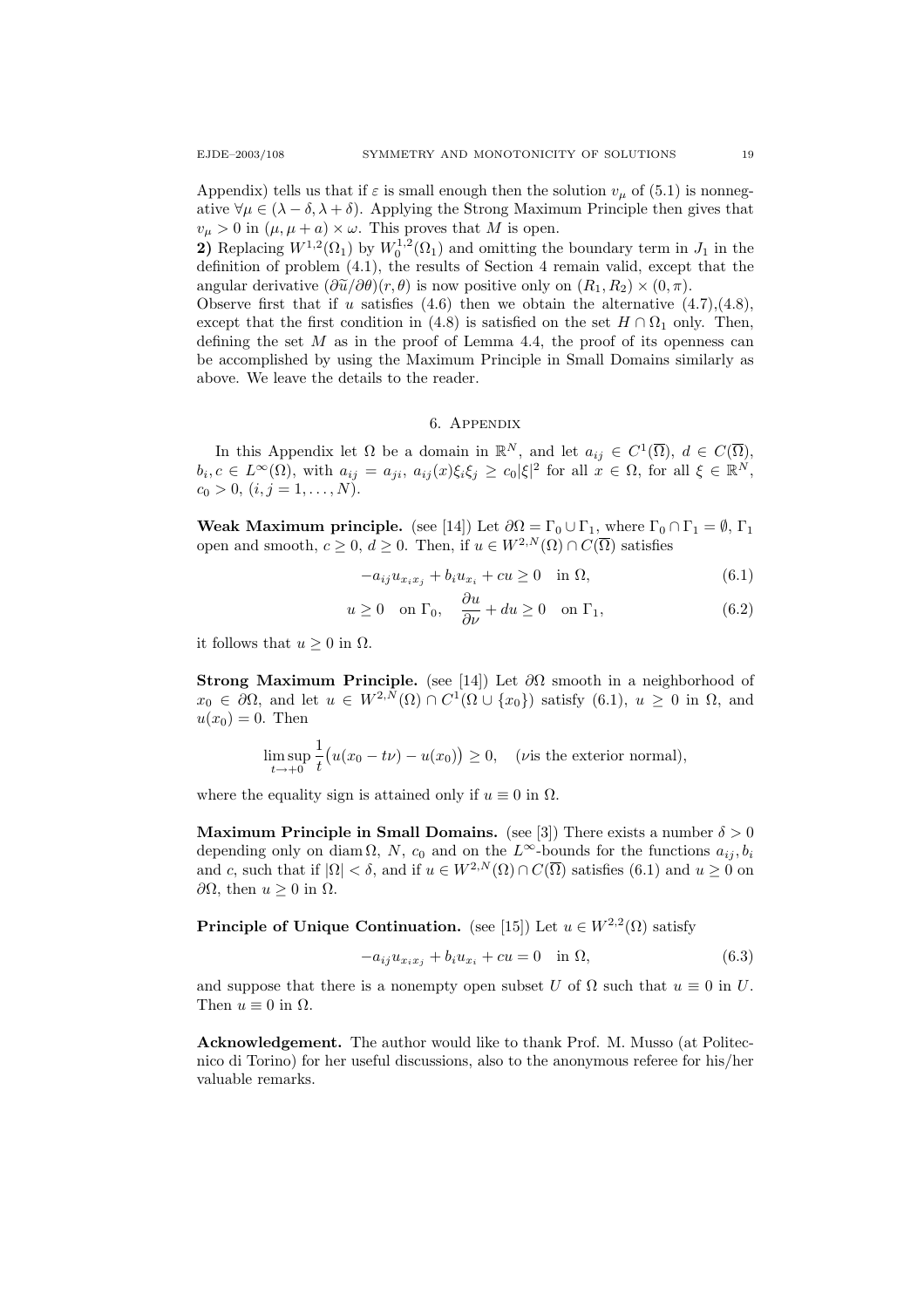Appendix) tells us that if $\varepsilon$ is small enough then the solution $v_\mu$ of (5.1) is nonnegative $\forall \mu \in (\lambda - \delta, \lambda + \delta)$. Applying the Strong Maximum Principle then gives that $v_\mu > 0$ in $(\mu, \mu + a) \times \omega$. This proves that $M$ is open.

**2)** Replacing $W^{1,2}(\Omega_1)$ by $W_0^{1,2}(\Omega_1)$ and omitting the boundary term in $J_1$ in the definition of problem (4.1), the results of Section 4 remain valid, except that the angular derivative $(\partial \widetilde{u}/\partial \theta)(r, \theta)$ is now positive only on $(R_1, R_2) \times (0, \pi)$.

Observe first that if $u$ satisfies (4.6) then we obtain the alternative (4.7),(4.8), except that the first condition in (4.8) is satisfied on the set $H \cap \Omega_1$ only. Then, defining the set $M$ as in the proof of Lemma 4.4, the proof of its openness can be accomplished by using the Maximum Principle in Small Domains similarly as above. We leave the details to the reader.

## 6. Appendix

In this Appendix let $\Omega$ be a domain in $\mathbb{R}^N$, and let $a_{ij} \in C^1(\overline{\Omega})$, $d \in C(\overline{\Omega})$, $b_i, c \in L^\infty(\Omega)$, with $a_{ij} = a_{ji}$, $a_{ij}(x)\xi_i\xi_j \geq c_0|\xi|^2$ for all $x \in \Omega$, for all $\xi \in \mathbb{R}^N$, $c_0 > 0$, $(i, j = 1, \dots, N)$.

**Weak Maximum principle.** (see [14]) Let $\partial\Omega = \Gamma_0 \cup \Gamma_1$, where $\Gamma_0 \cap \Gamma_1 = \emptyset$, $\Gamma_1$ open and smooth, $c \geq 0$, $d \geq 0$. Then, if $u \in W^{2,N}(\Omega) \cap C(\overline{\Omega})$ satisfies

$$-a_{ij}u_{x_ix_j} + b_iu_{x_i} + cu \geq 0 \quad \text{in } \Omega, \tag{6.1}$$

$$u \geq 0 \quad \text{on } \Gamma_0, \quad \frac{\partial u}{\partial \nu} + du \geq 0 \quad \text{on } \Gamma_1, \tag{6.2}$$

it follows that $u \geq 0$ in $\Omega$.

**Strong Maximum Principle.** (see [14]) Let $\partial\Omega$ smooth in a neighborhood of $x_0 \in \partial\Omega$, and let $u \in W^{2,N}(\Omega) \cap C^1(\Omega \cup \{x_0\})$ satisfy (6.1), $u \geq 0$ in $\Omega$, and $u(x_0) = 0$. Then

$$\limsup_{t \to +0} \frac{1}{t}\big(u(x_0 - t\nu) - u(x_0)\big) \geq 0, \quad (\nu \text{is the exterior normal}),$$

where the equality sign is attained only if $u \equiv 0$ in $\Omega$.

**Maximum Principle in Small Domains.** (see [3]) There exists a number $\delta > 0$ depending only on $\operatorname{diam}\Omega$, $N$, $c_0$ and on the $L^\infty$-bounds for the functions $a_{ij}, b_i$ and $c$, such that if $|\Omega| < \delta$, and if $u \in W^{2,N}(\Omega) \cap C(\overline{\Omega})$ satisfies (6.1) and $u \geq 0$ on $\partial\Omega$, then $u \geq 0$ in $\Omega$.

**Principle of Unique Continuation.** (see [15]) Let $u \in W^{2,2}(\Omega)$ satisfy

$$-a_{ij}u_{x_ix_j} + b_iu_{x_i} + cu = 0 \quad \text{in } \Omega, \tag{6.3}$$

and suppose that there is a nonempty open subset $U$ of $\Omega$ such that $u \equiv 0$ in $U$. Then $u \equiv 0$ in $\Omega$.

**Acknowledgement.** The author would like to thank Prof. M. Musso (at Politecnico di Torino) for her useful discussions, also to the anonymous referee for his/her valuable remarks.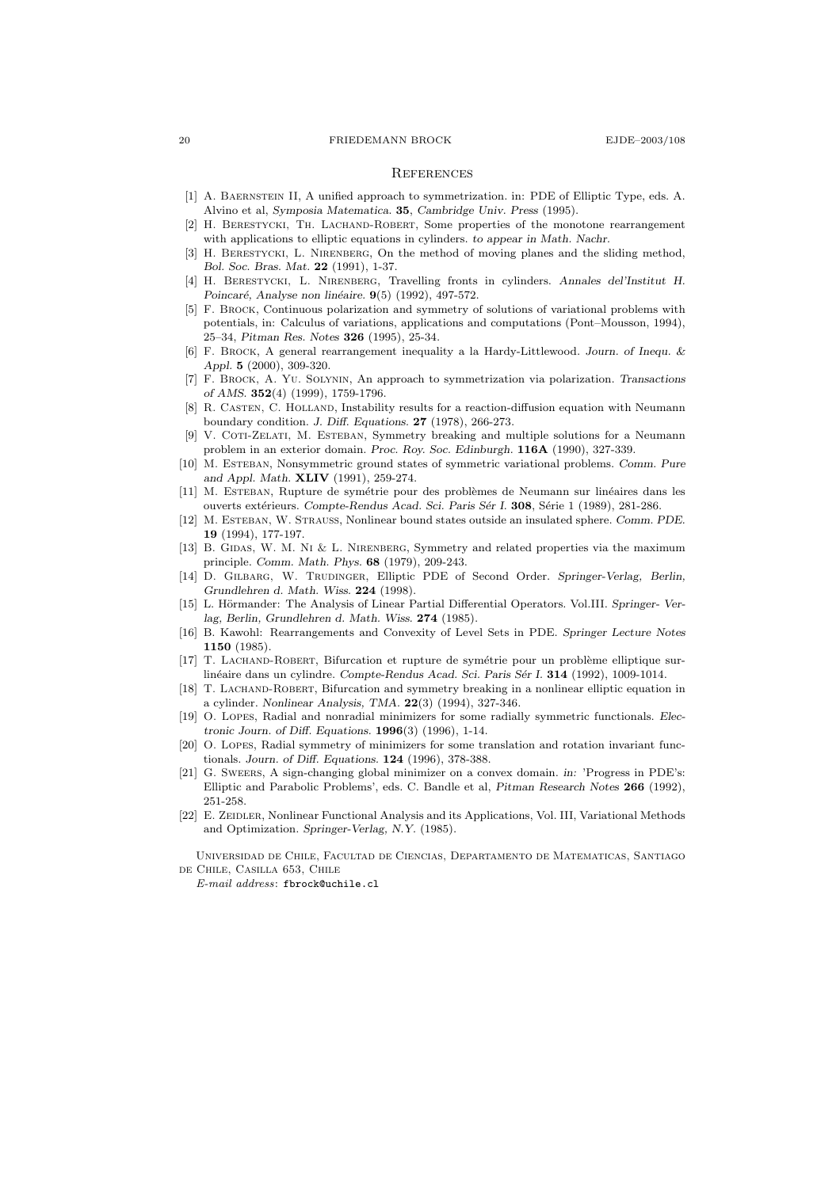## References

[1] A. Baernstein II, A unified approach to symmetrization. in: PDE of Elliptic Type, eds. A. Alvino et al, *Symposia Matematica*. **35**, *Cambridge Univ. Press* (1995).

[2] H. Berestycki, Th. Lachand-Robert, Some properties of the monotone rearrangement with applications to elliptic equations in cylinders. *to appear in Math. Nachr.*

[3] H. Berestycki, L. Nirenberg, On the method of moving planes and the sliding method, *Bol. Soc. Bras. Mat.* **22** (1991), 1-37.

[4] H. Berestycki, L. Nirenberg, Travelling fronts in cylinders. *Annales del'Institut H. Poincaré, Analyse non linéaire.* **9**(5) (1992), 497-572.

[5] F. Brock, Continuous polarization and symmetry of solutions of variational problems with potentials, in: Calculus of variations, applications and computations (Pont–Mousson, 1994), 25–34, *Pitman Res. Notes* **326** (1995), 25-34.

[6] F. Brock, A general rearrangement inequality a la Hardy-Littlewood. *Journ. of Inequ. & Appl.* **5** (2000), 309-320.

[7] F. Brock, A. Yu. Solynin, An approach to symmetrization via polarization. *Transactions of AMS.* **352**(4) (1999), 1759-1796.

[8] R. Casten, C. Holland, Instability results for a reaction-diffusion equation with Neumann boundary condition. *J. Diff. Equations.* **27** (1978), 266-273.

[9] V. Coti-Zelati, M. Esteban, Symmetry breaking and multiple solutions for a Neumann problem in an exterior domain. *Proc. Roy. Soc. Edinburgh.* **116A** (1990), 327-339.

[10] M. Esteban, Nonsymmetric ground states of symmetric variational problems. *Comm. Pure and Appl. Math.* **XLIV** (1991), 259-274.

[11] M. Esteban, Rupture de symétrie pour des problèmes de Neumann sur linéaires dans les ouverts extérieurs. *Compte-Rendus Acad. Sci. Paris Sér I.* **308**, Série 1 (1989), 281-286.

[12] M. Esteban, W. Strauss, Nonlinear bound states outside an insulated sphere. *Comm. PDE.* **19** (1994), 177-197.

[13] B. Gidas, W. M. Ni & L. Nirenberg, Symmetry and related properties via the maximum principle. *Comm. Math. Phys.* **68** (1979), 209-243.

[14] D. Gilbarg, W. Trudinger, Elliptic PDE of Second Order. *Springer-Verlag, Berlin, Grundlehren d. Math. Wiss.* **224** (1998).

[15] L. Hörmander: The Analysis of Linear Partial Differential Operators. Vol.III. *Springer- Verlag, Berlin, Grundlehren d. Math. Wiss.* **274** (1985).

[16] B. Kawohl: Rearrangements and Convexity of Level Sets in PDE. *Springer Lecture Notes* **1150** (1985).

[17] T. Lachand-Robert, Bifurcation et rupture de symétrie pour un problème elliptique surlinéaire dans un cylindre. *Compte-Rendus Acad. Sci. Paris Sér I.* **314** (1992), 1009-1014.

[18] T. Lachand-Robert, Bifurcation and symmetry breaking in a nonlinear elliptic equation in a cylinder. *Nonlinear Analysis, TMA.* **22**(3) (1994), 327-346.

[19] O. Lopes, Radial and nonradial minimizers for some radially symmetric functionals. *Electronic Journ. of Diff. Equations.* **1996**(3) (1996), 1-14.

[20] O. Lopes, Radial symmetry of minimizers for some translation and rotation invariant functionals. *Journ. of Diff. Equations.* **124** (1996), 378-388.

[21] G. Sweers, A sign-changing global minimizer on a convex domain. *in:* 'Progress in PDE's: Elliptic and Parabolic Problems', eds. C. Bandle et al, *Pitman Research Notes* **266** (1992), 251-258.

[22] E. Zeidler, Nonlinear Functional Analysis and its Applications, Vol. III, Variational Methods and Optimization. *Springer-Verlag, N.Y.* (1985).

Universidad de Chile, Facultad de Ciencias, Departamento de Matematicas, Santiago de Chile, Casilla 653, Chile

*E-mail address*: fbrock@uchile.cl